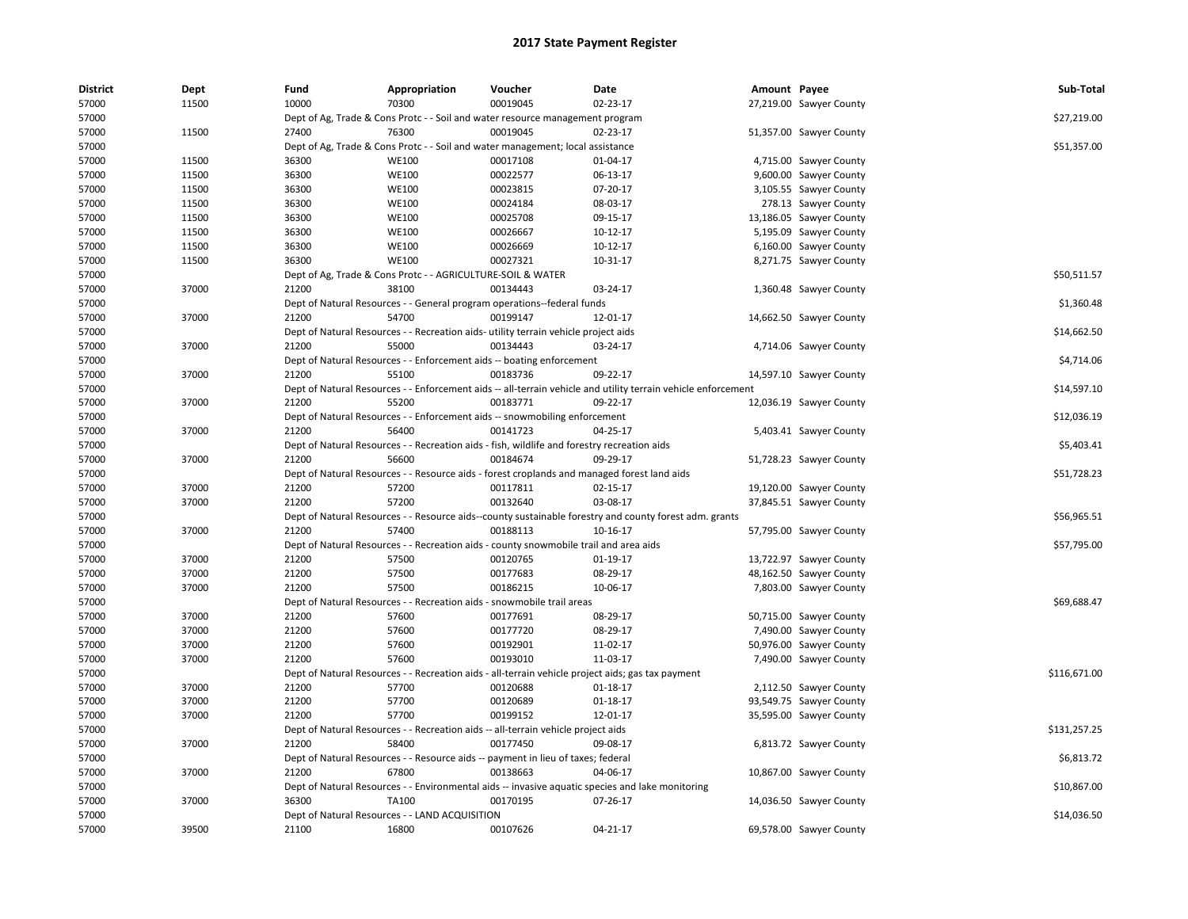# 2017 State Payment Register

| District | Dept | Fund | Appropriation | Voucher | Date | Amount | Payee | Sub-Total |
|---|---|---|---|---|---|---|---|---|
| 57000 | 11500 | 10000 | 70300 | 00019045 | 02-23-17 | 27,219.00 | Sawyer County | |
| 57000 | | Dept of Ag, Trade & Cons Protc - - Soil and water resource management program | | | | | | $27,219.00 |
| 57000 | 11500 | 27400 | 76300 | 00019045 | 02-23-17 | 51,357.00 | Sawyer County | |
| 57000 | | Dept of Ag, Trade & Cons Protc - - Soil and water management; local assistance | | | | | | $51,357.00 |
| 57000 | 11500 | 36300 | WE100 | 00017108 | 01-04-17 | 4,715.00 | Sawyer County | |
| 57000 | 11500 | 36300 | WE100 | 00022577 | 06-13-17 | 9,600.00 | Sawyer County | |
| 57000 | 11500 | 36300 | WE100 | 00023815 | 07-20-17 | 3,105.55 | Sawyer County | |
| 57000 | 11500 | 36300 | WE100 | 00024184 | 08-03-17 | 278.13 | Sawyer County | |
| 57000 | 11500 | 36300 | WE100 | 00025708 | 09-15-17 | 13,186.05 | Sawyer County | |
| 57000 | 11500 | 36300 | WE100 | 00026667 | 10-12-17 | 5,195.09 | Sawyer County | |
| 57000 | 11500 | 36300 | WE100 | 00026669 | 10-12-17 | 6,160.00 | Sawyer County | |
| 57000 | 11500 | 36300 | WE100 | 00027321 | 10-31-17 | 8,271.75 | Sawyer County | |
| 57000 | | Dept of Ag, Trade & Cons Protc - - AGRICULTURE-SOIL & WATER | | | | | | $50,511.57 |
| 57000 | 37000 | 21200 | 38100 | 00134443 | 03-24-17 | 1,360.48 | Sawyer County | |
| 57000 | | Dept of Natural Resources - - General program operations--federal funds | | | | | | $1,360.48 |
| 57000 | 37000 | 21200 | 54700 | 00199147 | 12-01-17 | 14,662.50 | Sawyer County | |
| 57000 | | Dept of Natural Resources - - Recreation aids- utility terrain vehicle project aids | | | | | | $14,662.50 |
| 57000 | 37000 | 21200 | 55000 | 00134443 | 03-24-17 | 4,714.06 | Sawyer County | |
| 57000 | | Dept of Natural Resources - - Enforcement aids -- boating enforcement | | | | | | $4,714.06 |
| 57000 | 37000 | 21200 | 55100 | 00183736 | 09-22-17 | 14,597.10 | Sawyer County | |
| 57000 | | Dept of Natural Resources - - Enforcement aids -- all-terrain vehicle and utility terrain vehicle enforcement | | | | | | $14,597.10 |
| 57000 | 37000 | 21200 | 55200 | 00183771 | 09-22-17 | 12,036.19 | Sawyer County | |
| 57000 | | Dept of Natural Resources - - Enforcement aids -- snowmobiling enforcement | | | | | | $12,036.19 |
| 57000 | 37000 | 21200 | 56400 | 00141723 | 04-25-17 | 5,403.41 | Sawyer County | |
| 57000 | | Dept of Natural Resources - - Recreation aids - fish, wildlife and forestry recreation aids | | | | | | $5,403.41 |
| 57000 | 37000 | 21200 | 56600 | 00184674 | 09-29-17 | 51,728.23 | Sawyer County | |
| 57000 | | Dept of Natural Resources - - Resource aids - forest croplands and managed forest land aids | | | | | | $51,728.23 |
| 57000 | 37000 | 21200 | 57200 | 00117811 | 02-15-17 | 19,120.00 | Sawyer County | |
| 57000 | 37000 | 21200 | 57200 | 00132640 | 03-08-17 | 37,845.51 | Sawyer County | |
| 57000 | | Dept of Natural Resources - - Resource aids--county sustainable forestry and county forest adm. grants | | | | | | $56,965.51 |
| 57000 | 37000 | 21200 | 57400 | 00188113 | 10-16-17 | 57,795.00 | Sawyer County | |
| 57000 | | Dept of Natural Resources - - Recreation aids - county snowmobile trail and area aids | | | | | | $57,795.00 |
| 57000 | 37000 | 21200 | 57500 | 00120765 | 01-19-17 | 13,722.97 | Sawyer County | |
| 57000 | 37000 | 21200 | 57500 | 00177683 | 08-29-17 | 48,162.50 | Sawyer County | |
| 57000 | 37000 | 21200 | 57500 | 00186215 | 10-06-17 | 7,803.00 | Sawyer County | |
| 57000 | | Dept of Natural Resources - - Recreation aids - snowmobile trail areas | | | | | | $69,688.47 |
| 57000 | 37000 | 21200 | 57600 | 00177691 | 08-29-17 | 50,715.00 | Sawyer County | |
| 57000 | 37000 | 21200 | 57600 | 00177720 | 08-29-17 | 7,490.00 | Sawyer County | |
| 57000 | 37000 | 21200 | 57600 | 00192901 | 11-02-17 | 50,976.00 | Sawyer County | |
| 57000 | 37000 | 21200 | 57600 | 00193010 | 11-03-17 | 7,490.00 | Sawyer County | |
| 57000 | | Dept of Natural Resources - - Recreation aids - all-terrain vehicle project aids; gas tax payment | | | | | | $116,671.00 |
| 57000 | 37000 | 21200 | 57700 | 00120688 | 01-18-17 | 2,112.50 | Sawyer County | |
| 57000 | 37000 | 21200 | 57700 | 00120689 | 01-18-17 | 93,549.75 | Sawyer County | |
| 57000 | 37000 | 21200 | 57700 | 00199152 | 12-01-17 | 35,595.00 | Sawyer County | |
| 57000 | | Dept of Natural Resources - - Recreation aids -- all-terrain vehicle project aids | | | | | | $131,257.25 |
| 57000 | 37000 | 21200 | 58400 | 00177450 | 09-08-17 | 6,813.72 | Sawyer County | |
| 57000 | | Dept of Natural Resources - - Resource aids -- payment in lieu of taxes; federal | | | | | | $6,813.72 |
| 57000 | 37000 | 21200 | 67800 | 00138663 | 04-06-17 | 10,867.00 | Sawyer County | |
| 57000 | | Dept of Natural Resources - - Environmental aids -- invasive aquatic species and lake monitoring | | | | | | $10,867.00 |
| 57000 | 37000 | 36300 | TA100 | 00170195 | 07-26-17 | 14,036.50 | Sawyer County | |
| 57000 | | Dept of Natural Resources - - LAND ACQUISITION | | | | | | $14,036.50 |
| 57000 | 39500 | 21100 | 16800 | 00107626 | 04-21-17 | 69,578.00 | Sawyer County | |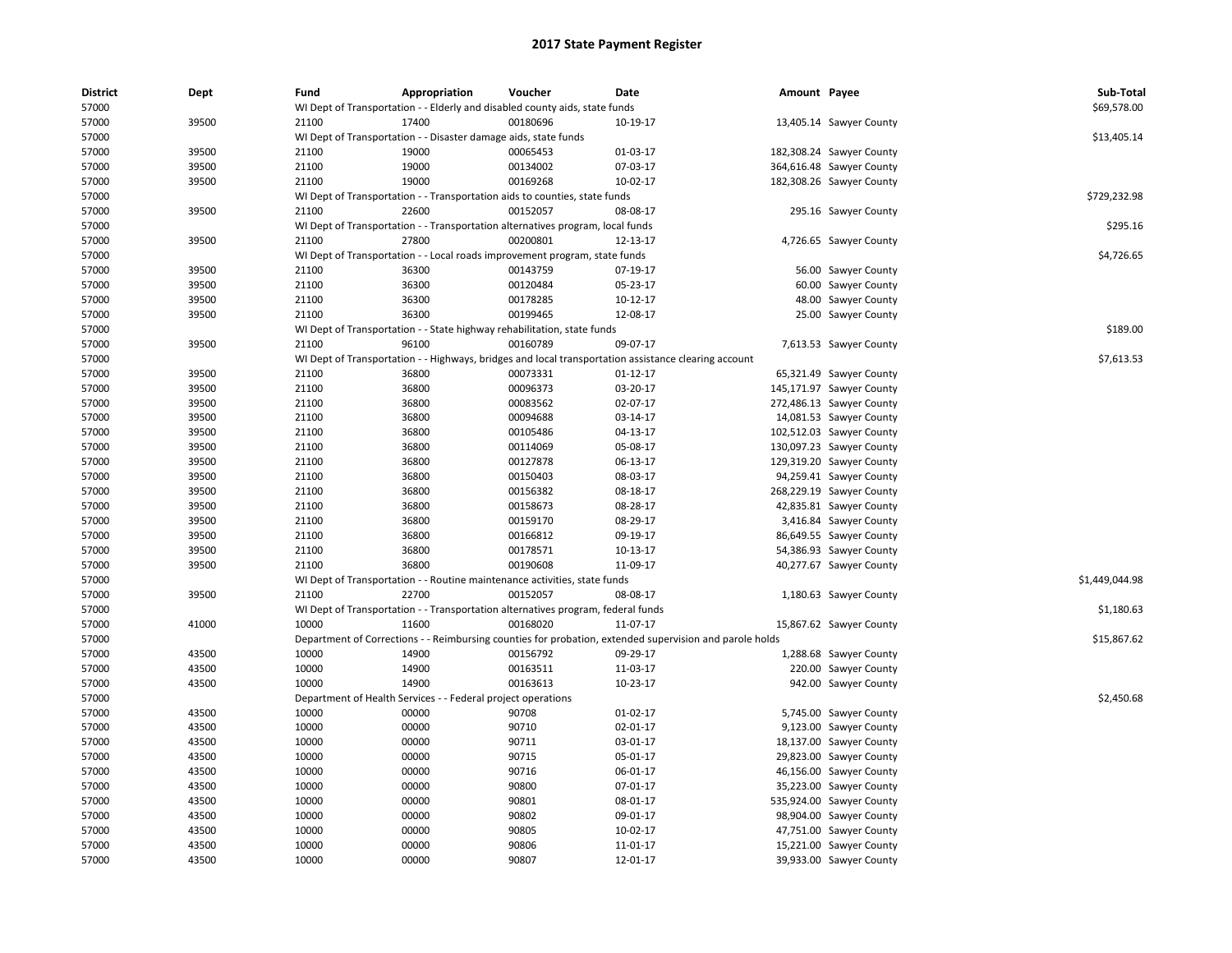# 2017 State Payment Register

| District | Dept | Fund | Appropriation | Voucher | Date | Amount | Payee | Sub-Total |
|---|---|---|---|---|---|---|---|---|
| 57000 | | WI Dept of Transportation - - Elderly and disabled county aids, state funds | | | | | | $69,578.00 |
| 57000 | 39500 | 21100 | 17400 | 00180696 | 10-19-17 | 13,405.14 | Sawyer County | |
| 57000 | | WI Dept of Transportation - - Disaster damage aids, state funds | | | | | | $13,405.14 |
| 57000 | 39500 | 21100 | 19000 | 00065453 | 01-03-17 | 182,308.24 | Sawyer County | |
| 57000 | 39500 | 21100 | 19000 | 00134002 | 07-03-17 | 364,616.48 | Sawyer County | |
| 57000 | 39500 | 21100 | 19000 | 00169268 | 10-02-17 | 182,308.26 | Sawyer County | |
| 57000 | | WI Dept of Transportation - - Transportation aids to counties, state funds | | | | | | $729,232.98 |
| 57000 | 39500 | 21100 | 22600 | 00152057 | 08-08-17 | 295.16 | Sawyer County | |
| 57000 | | WI Dept of Transportation - - Transportation alternatives program, local funds | | | | | | $295.16 |
| 57000 | 39500 | 21100 | 27800 | 00200801 | 12-13-17 | 4,726.65 | Sawyer County | |
| 57000 | | WI Dept of Transportation - - Local roads improvement program, state funds | | | | | | $4,726.65 |
| 57000 | 39500 | 21100 | 36300 | 00143759 | 07-19-17 | 56.00 | Sawyer County | |
| 57000 | 39500 | 21100 | 36300 | 00120484 | 05-23-17 | 60.00 | Sawyer County | |
| 57000 | 39500 | 21100 | 36300 | 00178285 | 10-12-17 | 48.00 | Sawyer County | |
| 57000 | 39500 | 21100 | 36300 | 00199465 | 12-08-17 | 25.00 | Sawyer County | |
| 57000 | | WI Dept of Transportation - - State highway rehabilitation, state funds | | | | | | $189.00 |
| 57000 | 39500 | 21100 | 96100 | 00160789 | 09-07-17 | 7,613.53 | Sawyer County | |
| 57000 | | WI Dept of Transportation - - Highways, bridges and local transportation assistance clearing account | | | | | | $7,613.53 |
| 57000 | 39500 | 21100 | 36800 | 00073331 | 01-12-17 | 65,321.49 | Sawyer County | |
| 57000 | 39500 | 21100 | 36800 | 00096373 | 03-20-17 | 145,171.97 | Sawyer County | |
| 57000 | 39500 | 21100 | 36800 | 00083562 | 02-07-17 | 272,486.13 | Sawyer County | |
| 57000 | 39500 | 21100 | 36800 | 00094688 | 03-14-17 | 14,081.53 | Sawyer County | |
| 57000 | 39500 | 21100 | 36800 | 00105486 | 04-13-17 | 102,512.03 | Sawyer County | |
| 57000 | 39500 | 21100 | 36800 | 00114069 | 05-08-17 | 130,097.23 | Sawyer County | |
| 57000 | 39500 | 21100 | 36800 | 00127878 | 06-13-17 | 129,319.20 | Sawyer County | |
| 57000 | 39500 | 21100 | 36800 | 00150403 | 08-03-17 | 94,259.41 | Sawyer County | |
| 57000 | 39500 | 21100 | 36800 | 00156382 | 08-18-17 | 268,229.19 | Sawyer County | |
| 57000 | 39500 | 21100 | 36800 | 00158673 | 08-28-17 | 42,835.81 | Sawyer County | |
| 57000 | 39500 | 21100 | 36800 | 00159170 | 08-29-17 | 3,416.84 | Sawyer County | |
| 57000 | 39500 | 21100 | 36800 | 00166812 | 09-19-17 | 86,649.55 | Sawyer County | |
| 57000 | 39500 | 21100 | 36800 | 00178571 | 10-13-17 | 54,386.93 | Sawyer County | |
| 57000 | 39500 | 21100 | 36800 | 00190608 | 11-09-17 | 40,277.67 | Sawyer County | |
| 57000 | | WI Dept of Transportation - - Routine maintenance activities, state funds | | | | | | $1,449,044.98 |
| 57000 | 39500 | 21100 | 22700 | 00152057 | 08-08-17 | 1,180.63 | Sawyer County | |
| 57000 | | WI Dept of Transportation - - Transportation alternatives program, federal funds | | | | | | $1,180.63 |
| 57000 | 41000 | 10000 | 11600 | 00168020 | 11-07-17 | 15,867.62 | Sawyer County | |
| 57000 | | Department of Corrections - - Reimbursing counties for probation, extended supervision and parole holds | | | | | | $15,867.62 |
| 57000 | 43500 | 10000 | 14900 | 00156792 | 09-29-17 | 1,288.68 | Sawyer County | |
| 57000 | 43500 | 10000 | 14900 | 00163511 | 11-03-17 | 220.00 | Sawyer County | |
| 57000 | 43500 | 10000 | 14900 | 00163613 | 10-23-17 | 942.00 | Sawyer County | |
| 57000 | | Department of Health Services - - Federal project operations | | | | | | $2,450.68 |
| 57000 | 43500 | 10000 | 00000 | 90708 | 01-02-17 | 5,745.00 | Sawyer County | |
| 57000 | 43500 | 10000 | 00000 | 90710 | 02-01-17 | 9,123.00 | Sawyer County | |
| 57000 | 43500 | 10000 | 00000 | 90711 | 03-01-17 | 18,137.00 | Sawyer County | |
| 57000 | 43500 | 10000 | 00000 | 90715 | 05-01-17 | 29,823.00 | Sawyer County | |
| 57000 | 43500 | 10000 | 00000 | 90716 | 06-01-17 | 46,156.00 | Sawyer County | |
| 57000 | 43500 | 10000 | 00000 | 90800 | 07-01-17 | 35,223.00 | Sawyer County | |
| 57000 | 43500 | 10000 | 00000 | 90801 | 08-01-17 | 535,924.00 | Sawyer County | |
| 57000 | 43500 | 10000 | 00000 | 90802 | 09-01-17 | 98,904.00 | Sawyer County | |
| 57000 | 43500 | 10000 | 00000 | 90805 | 10-02-17 | 47,751.00 | Sawyer County | |
| 57000 | 43500 | 10000 | 00000 | 90806 | 11-01-17 | 15,221.00 | Sawyer County | |
| 57000 | 43500 | 10000 | 00000 | 90807 | 12-01-17 | 39,933.00 | Sawyer County | |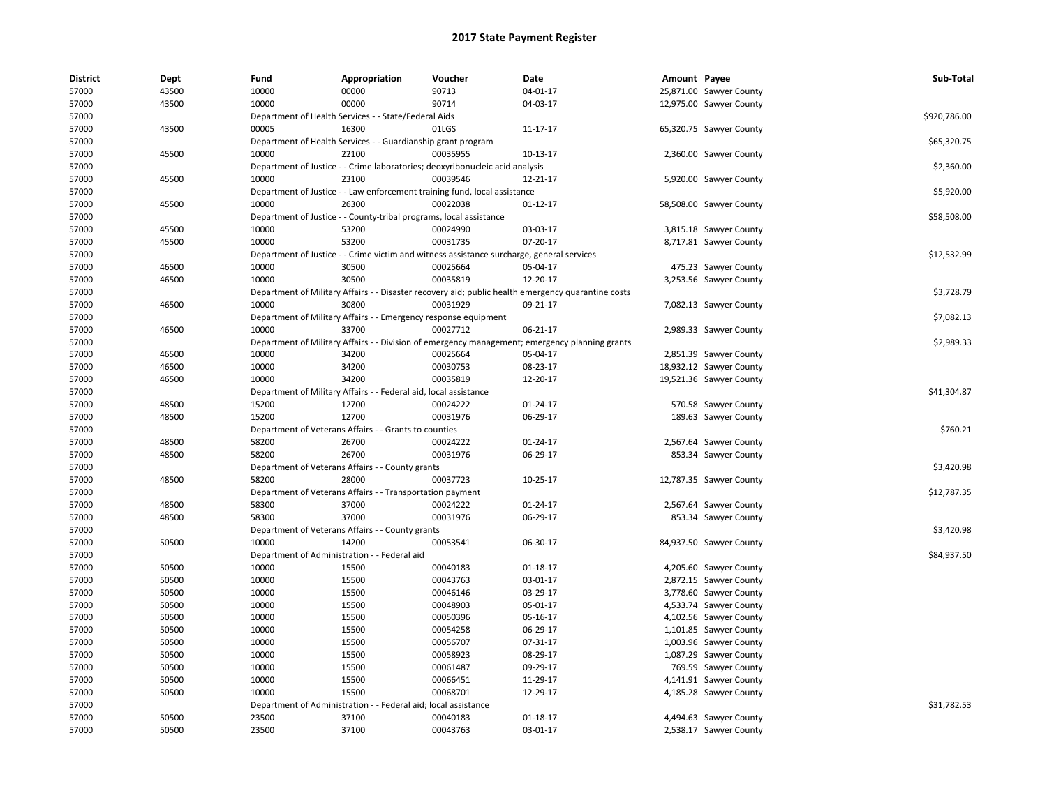# 2017 State Payment Register

| District | Dept | Fund | Appropriation | Voucher | Date | Amount | Payee | Sub-Total |
|---|---|---|---|---|---|---|---|---|
| 57000 | 43500 | 10000 | 00000 | 90713 | 04-01-17 | 25,871.00 | Sawyer County | |
| 57000 | 43500 | 10000 | 00000 | 90714 | 04-03-17 | 12,975.00 | Sawyer County | |
| 57000 | | Department of Health Services - - State/Federal Aids | | | | | | $920,786.00 |
| 57000 | 43500 | 00005 | 16300 | 01LGS | 11-17-17 | 65,320.75 | Sawyer County | |
| 57000 | | Department of Health Services - - Guardianship grant program | | | | | | $65,320.75 |
| 57000 | 45500 | 10000 | 22100 | 00035955 | 10-13-17 | 2,360.00 | Sawyer County | |
| 57000 | | Department of Justice - - Crime laboratories; deoxyribonucleic acid analysis | | | | | | $2,360.00 |
| 57000 | 45500 | 10000 | 23100 | 00039546 | 12-21-17 | 5,920.00 | Sawyer County | |
| 57000 | | Department of Justice - - Law enforcement training fund, local assistance | | | | | | $5,920.00 |
| 57000 | 45500 | 10000 | 26300 | 00022038 | 01-12-17 | 58,508.00 | Sawyer County | |
| 57000 | | Department of Justice - - County-tribal programs, local assistance | | | | | | $58,508.00 |
| 57000 | 45500 | 10000 | 53200 | 00024990 | 03-03-17 | 3,815.18 | Sawyer County | |
| 57000 | 45500 | 10000 | 53200 | 00031735 | 07-20-17 | 8,717.81 | Sawyer County | |
| 57000 | | Department of Justice - - Crime victim and witness assistance surcharge, general services | | | | | | $12,532.99 |
| 57000 | 46500 | 10000 | 30500 | 00025664 | 05-04-17 | 475.23 | Sawyer County | |
| 57000 | 46500 | 10000 | 30500 | 00035819 | 12-20-17 | 3,253.56 | Sawyer County | |
| 57000 | | Department of Military Affairs - - Disaster recovery aid; public health emergency quarantine costs | | | | | | $3,728.79 |
| 57000 | 46500 | 10000 | 30800 | 00031929 | 09-21-17 | 7,082.13 | Sawyer County | |
| 57000 | | Department of Military Affairs - - Emergency response equipment | | | | | | $7,082.13 |
| 57000 | 46500 | 10000 | 33700 | 00027712 | 06-21-17 | 2,989.33 | Sawyer County | |
| 57000 | | Department of Military Affairs - - Division of emergency management; emergency planning grants | | | | | | $2,989.33 |
| 57000 | 46500 | 10000 | 34200 | 00025664 | 05-04-17 | 2,851.39 | Sawyer County | |
| 57000 | 46500 | 10000 | 34200 | 00030753 | 08-23-17 | 18,932.12 | Sawyer County | |
| 57000 | 46500 | 10000 | 34200 | 00035819 | 12-20-17 | 19,521.36 | Sawyer County | |
| 57000 | | Department of Military Affairs - - Federal aid, local assistance | | | | | | $41,304.87 |
| 57000 | 48500 | 15200 | 12700 | 00024222 | 01-24-17 | 570.58 | Sawyer County | |
| 57000 | 48500 | 15200 | 12700 | 00031976 | 06-29-17 | 189.63 | Sawyer County | |
| 57000 | | Department of Veterans Affairs - - Grants to counties | | | | | | $760.21 |
| 57000 | 48500 | 58200 | 26700 | 00024222 | 01-24-17 | 2,567.64 | Sawyer County | |
| 57000 | 48500 | 58200 | 26700 | 00031976 | 06-29-17 | 853.34 | Sawyer County | |
| 57000 | | Department of Veterans Affairs - - County grants | | | | | | $3,420.98 |
| 57000 | 48500 | 58200 | 28000 | 00037723 | 10-25-17 | 12,787.35 | Sawyer County | |
| 57000 | | Department of Veterans Affairs - - Transportation payment | | | | | | $12,787.35 |
| 57000 | 48500 | 58300 | 37000 | 00024222 | 01-24-17 | 2,567.64 | Sawyer County | |
| 57000 | 48500 | 58300 | 37000 | 00031976 | 06-29-17 | 853.34 | Sawyer County | |
| 57000 | | Department of Veterans Affairs - - County grants | | | | | | $3,420.98 |
| 57000 | 50500 | 10000 | 14200 | 00053541 | 06-30-17 | 84,937.50 | Sawyer County | |
| 57000 | | Department of Administration - - Federal aid | | | | | | $84,937.50 |
| 57000 | 50500 | 10000 | 15500 | 00040183 | 01-18-17 | 4,205.60 | Sawyer County | |
| 57000 | 50500 | 10000 | 15500 | 00043763 | 03-01-17 | 2,872.15 | Sawyer County | |
| 57000 | 50500 | 10000 | 15500 | 00046146 | 03-29-17 | 3,778.60 | Sawyer County | |
| 57000 | 50500 | 10000 | 15500 | 00048903 | 05-01-17 | 4,533.74 | Sawyer County | |
| 57000 | 50500 | 10000 | 15500 | 00050396 | 05-16-17 | 4,102.56 | Sawyer County | |
| 57000 | 50500 | 10000 | 15500 | 00054258 | 06-29-17 | 1,101.85 | Sawyer County | |
| 57000 | 50500 | 10000 | 15500 | 00056707 | 07-31-17 | 1,003.96 | Sawyer County | |
| 57000 | 50500 | 10000 | 15500 | 00058923 | 08-29-17 | 1,087.29 | Sawyer County | |
| 57000 | 50500 | 10000 | 15500 | 00061487 | 09-29-17 | 769.59 | Sawyer County | |
| 57000 | 50500 | 10000 | 15500 | 00066451 | 11-29-17 | 4,141.91 | Sawyer County | |
| 57000 | 50500 | 10000 | 15500 | 00068701 | 12-29-17 | 4,185.28 | Sawyer County | |
| 57000 | | Department of Administration - - Federal aid; local assistance | | | | | | $31,782.53 |
| 57000 | 50500 | 23500 | 37100 | 00040183 | 01-18-17 | 4,494.63 | Sawyer County | |
| 57000 | 50500 | 23500 | 37100 | 00043763 | 03-01-17 | 2,538.17 | Sawyer County | |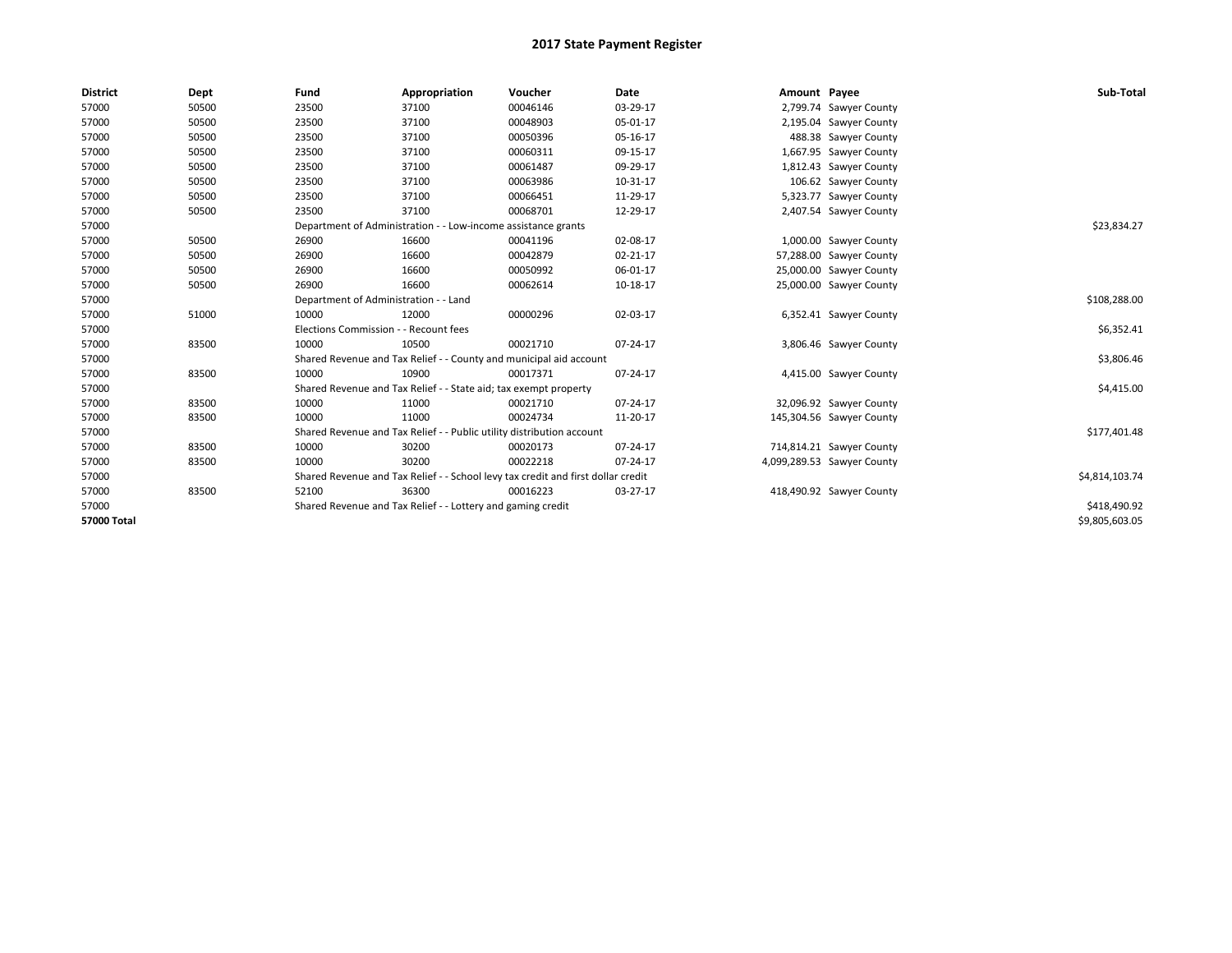# 2017 State Payment Register

| District | Dept | Fund | Appropriation | Voucher | Date | Amount | Payee | Sub-Total |
|---|---|---|---|---|---|---|---|---|
| 57000 | 50500 | 23500 | 37100 | 00046146 | 03-29-17 | 2,799.74 | Sawyer County | |
| 57000 | 50500 | 23500 | 37100 | 00048903 | 05-01-17 | 2,195.04 | Sawyer County | |
| 57000 | 50500 | 23500 | 37100 | 00050396 | 05-16-17 | 488.38 | Sawyer County | |
| 57000 | 50500 | 23500 | 37100 | 00060311 | 09-15-17 | 1,667.95 | Sawyer County | |
| 57000 | 50500 | 23500 | 37100 | 00061487 | 09-29-17 | 1,812.43 | Sawyer County | |
| 57000 | 50500 | 23500 | 37100 | 00063986 | 10-31-17 | 106.62 | Sawyer County | |
| 57000 | 50500 | 23500 | 37100 | 00066451 | 11-29-17 | 5,323.77 | Sawyer County | |
| 57000 | 50500 | 23500 | 37100 | 00068701 | 12-29-17 | 2,407.54 | Sawyer County | |
| 57000 | | Department of Administration - - Low-income assistance grants | | | | | | $23,834.27 |
| 57000 | 50500 | 26900 | 16600 | 00041196 | 02-08-17 | 1,000.00 | Sawyer County | |
| 57000 | 50500 | 26900 | 16600 | 00042879 | 02-21-17 | 57,288.00 | Sawyer County | |
| 57000 | 50500 | 26900 | 16600 | 00050992 | 06-01-17 | 25,000.00 | Sawyer County | |
| 57000 | 50500 | 26900 | 16600 | 00062614 | 10-18-17 | 25,000.00 | Sawyer County | |
| 57000 | | Department of Administration - - Land | | | | | | $108,288.00 |
| 57000 | 51000 | 10000 | 12000 | 00000296 | 02-03-17 | 6,352.41 | Sawyer County | |
| 57000 | | Elections Commission - - Recount fees | | | | | | $6,352.41 |
| 57000 | 83500 | 10000 | 10500 | 00021710 | 07-24-17 | 3,806.46 | Sawyer County | |
| 57000 | | Shared Revenue and Tax Relief - - County and municipal aid account | | | | | | $3,806.46 |
| 57000 | 83500 | 10000 | 10900 | 00017371 | 07-24-17 | 4,415.00 | Sawyer County | |
| 57000 | | Shared Revenue and Tax Relief - - State aid; tax exempt property | | | | | | $4,415.00 |
| 57000 | 83500 | 10000 | 11000 | 00021710 | 07-24-17 | 32,096.92 | Sawyer County | |
| 57000 | 83500 | 10000 | 11000 | 00024734 | 11-20-17 | 145,304.56 | Sawyer County | |
| 57000 | | Shared Revenue and Tax Relief - - Public utility distribution account | | | | | | $177,401.48 |
| 57000 | 83500 | 10000 | 30200 | 00020173 | 07-24-17 | 714,814.21 | Sawyer County | |
| 57000 | 83500 | 10000 | 30200 | 00022218 | 07-24-17 | 4,099,289.53 | Sawyer County | |
| 57000 | | Shared Revenue and Tax Relief - - School levy tax credit and first dollar credit | | | | | | $4,814,103.74 |
| 57000 | 83500 | 52100 | 36300 | 00016223 | 03-27-17 | 418,490.92 | Sawyer County | |
| 57000 | | Shared Revenue and Tax Relief - - Lottery and gaming credit | | | | | | $418,490.92 |
| **57000 Total** | | | | | | | | $9,805,603.05 |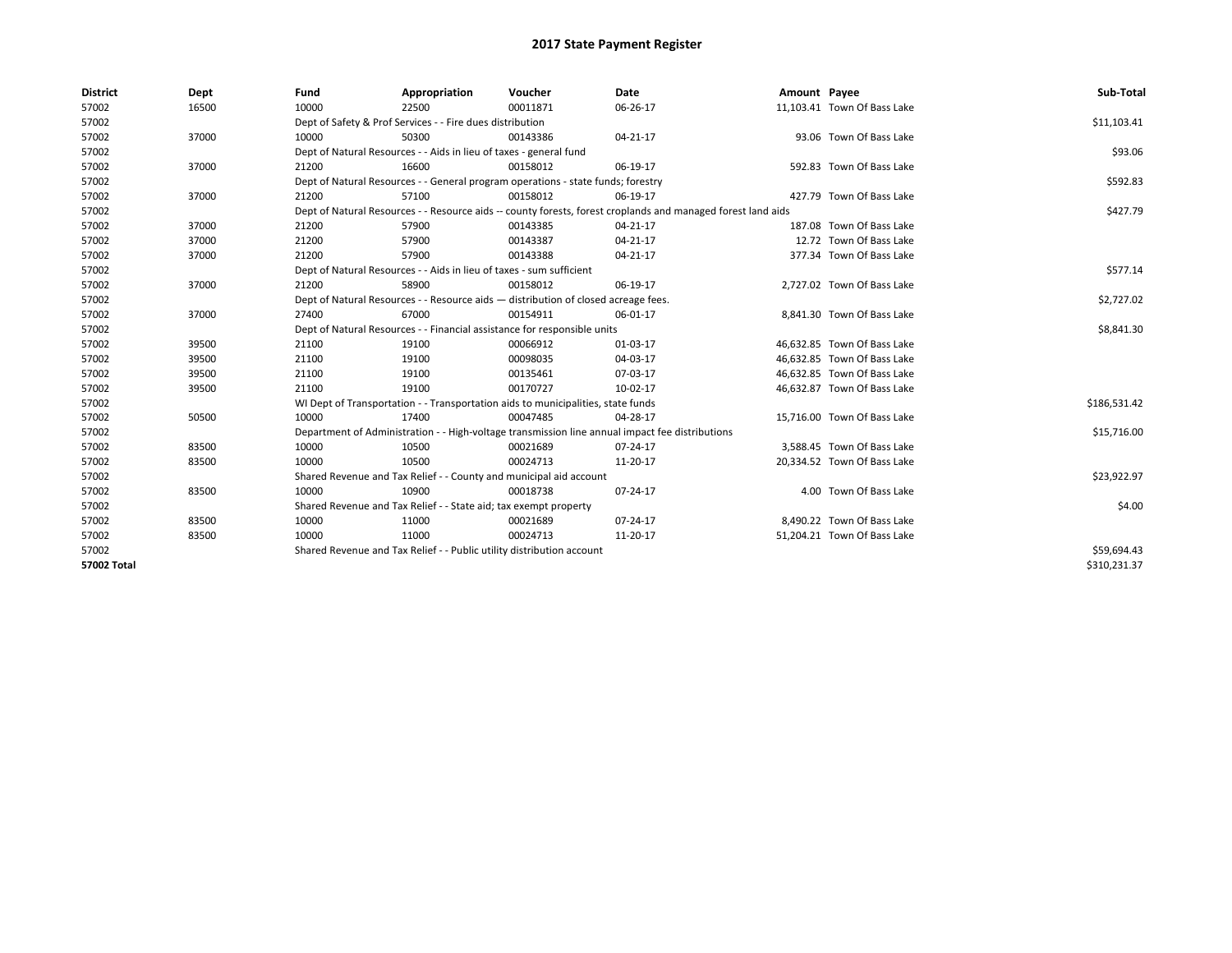# 2017 State Payment Register

| District | Dept | Fund | Appropriation | Voucher | Date | Amount | Payee | Sub-Total |
|---|---|---|---|---|---|---|---|---|
| 57002 | 16500 | 10000 | 22500 | 00011871 | 06-26-17 | 11,103.41 | Town Of Bass Lake | |
| 57002 | | Dept of Safety & Prof Services - - Fire dues distribution | | | | | | $11,103.41 |
| 57002 | 37000 | 10000 | 50300 | 00143386 | 04-21-17 | 93.06 | Town Of Bass Lake | |
| 57002 | | Dept of Natural Resources - - Aids in lieu of taxes - general fund | | | | | | $93.06 |
| 57002 | 37000 | 21200 | 16600 | 00158012 | 06-19-17 | 592.83 | Town Of Bass Lake | |
| 57002 | | Dept of Natural Resources - - General program operations - state funds; forestry | | | | | | $592.83 |
| 57002 | 37000 | 21200 | 57100 | 00158012 | 06-19-17 | 427.79 | Town Of Bass Lake | |
| 57002 | | Dept of Natural Resources - - Resource aids -- county forests, forest croplands and managed forest land aids | | | | | | $427.79 |
| 57002 | 37000 | 21200 | 57900 | 00143385 | 04-21-17 | 187.08 | Town Of Bass Lake | |
| 57002 | 37000 | 21200 | 57900 | 00143387 | 04-21-17 | 12.72 | Town Of Bass Lake | |
| 57002 | 37000 | 21200 | 57900 | 00143388 | 04-21-17 | 377.34 | Town Of Bass Lake | |
| 57002 | | Dept of Natural Resources - - Aids in lieu of taxes - sum sufficient | | | | | | $577.14 |
| 57002 | 37000 | 21200 | 58900 | 00158012 | 06-19-17 | 2,727.02 | Town Of Bass Lake | |
| 57002 | | Dept of Natural Resources - - Resource aids — distribution of closed acreage fees. | | | | | | $2,727.02 |
| 57002 | 37000 | 27400 | 67000 | 00154911 | 06-01-17 | 8,841.30 | Town Of Bass Lake | |
| 57002 | | Dept of Natural Resources - - Financial assistance for responsible units | | | | | | $8,841.30 |
| 57002 | 39500 | 21100 | 19100 | 00066912 | 01-03-17 | 46,632.85 | Town Of Bass Lake | |
| 57002 | 39500 | 21100 | 19100 | 00098035 | 04-03-17 | 46,632.85 | Town Of Bass Lake | |
| 57002 | 39500 | 21100 | 19100 | 00135461 | 07-03-17 | 46,632.85 | Town Of Bass Lake | |
| 57002 | 39500 | 21100 | 19100 | 00170727 | 10-02-17 | 46,632.87 | Town Of Bass Lake | |
| 57002 | | WI Dept of Transportation - - Transportation aids to municipalities, state funds | | | | | | $186,531.42 |
| 57002 | 50500 | 10000 | 17400 | 00047485 | 04-28-17 | 15,716.00 | Town Of Bass Lake | |
| 57002 | | Department of Administration - - High-voltage transmission line annual impact fee distributions | | | | | | $15,716.00 |
| 57002 | 83500 | 10000 | 10500 | 00021689 | 07-24-17 | 3,588.45 | Town Of Bass Lake | |
| 57002 | 83500 | 10000 | 10500 | 00024713 | 11-20-17 | 20,334.52 | Town Of Bass Lake | |
| 57002 | | Shared Revenue and Tax Relief - - County and municipal aid account | | | | | | $23,922.97 |
| 57002 | 83500 | 10000 | 10900 | 00018738 | 07-24-17 | 4.00 | Town Of Bass Lake | |
| 57002 | | Shared Revenue and Tax Relief - - State aid; tax exempt property | | | | | | $4.00 |
| 57002 | 83500 | 10000 | 11000 | 00021689 | 07-24-17 | 8,490.22 | Town Of Bass Lake | |
| 57002 | 83500 | 10000 | 11000 | 00024713 | 11-20-17 | 51,204.21 | Town Of Bass Lake | |
| 57002 | | Shared Revenue and Tax Relief - - Public utility distribution account | | | | | | $59,694.43 |
| **57002 Total** | | | | | | | | $310,231.37 |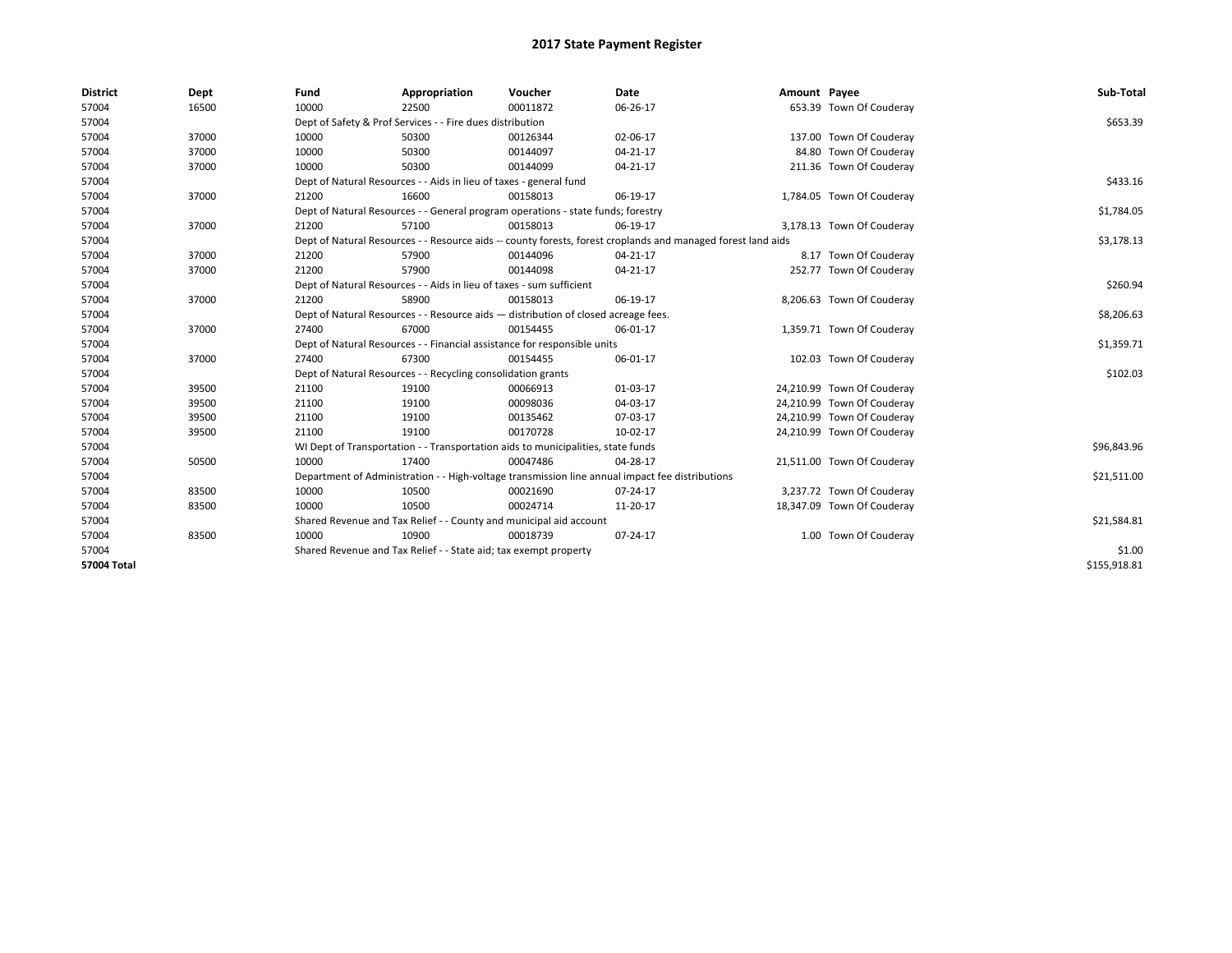# 2017 State Payment Register

| District | Dept | Fund | Appropriation | Voucher | Date | Amount | Payee | Sub-Total |
|---|---|---|---|---|---|---|---|---|
| 57004 | 16500 | 10000 | 22500 | 00011872 | 06-26-17 | 653.39 | Town Of Couderay | |
| 57004 | | Dept of Safety & Prof Services - - Fire dues distribution | | | | | | $653.39 |
| 57004 | 37000 | 10000 | 50300 | 00126344 | 02-06-17 | 137.00 | Town Of Couderay | |
| 57004 | 37000 | 10000 | 50300 | 00144097 | 04-21-17 | 84.80 | Town Of Couderay | |
| 57004 | 37000 | 10000 | 50300 | 00144099 | 04-21-17 | 211.36 | Town Of Couderay | |
| 57004 | | Dept of Natural Resources - - Aids in lieu of taxes - general fund | | | | | | $433.16 |
| 57004 | 37000 | 21200 | 16600 | 00158013 | 06-19-17 | 1,784.05 | Town Of Couderay | |
| 57004 | | Dept of Natural Resources - - General program operations - state funds; forestry | | | | | | $1,784.05 |
| 57004 | 37000 | 21200 | 57100 | 00158013 | 06-19-17 | 3,178.13 | Town Of Couderay | |
| 57004 | | Dept of Natural Resources - - Resource aids -- county forests, forest croplands and managed forest land aids | | | | | | $3,178.13 |
| 57004 | 37000 | 21200 | 57900 | 00144096 | 04-21-17 | 8.17 | Town Of Couderay | |
| 57004 | 37000 | 21200 | 57900 | 00144098 | 04-21-17 | 252.77 | Town Of Couderay | |
| 57004 | | Dept of Natural Resources - - Aids in lieu of taxes - sum sufficient | | | | | | $260.94 |
| 57004 | 37000 | 21200 | 58900 | 00158013 | 06-19-17 | 8,206.63 | Town Of Couderay | |
| 57004 | | Dept of Natural Resources - - Resource aids — distribution of closed acreage fees. | | | | | | $8,206.63 |
| 57004 | 37000 | 27400 | 67000 | 00154455 | 06-01-17 | 1,359.71 | Town Of Couderay | |
| 57004 | | Dept of Natural Resources - - Financial assistance for responsible units | | | | | | $1,359.71 |
| 57004 | 37000 | 27400 | 67300 | 00154455 | 06-01-17 | 102.03 | Town Of Couderay | |
| 57004 | | Dept of Natural Resources - - Recycling consolidation grants | | | | | | $102.03 |
| 57004 | 39500 | 21100 | 19100 | 00066913 | 01-03-17 | 24,210.99 | Town Of Couderay | |
| 57004 | 39500 | 21100 | 19100 | 00098036 | 04-03-17 | 24,210.99 | Town Of Couderay | |
| 57004 | 39500 | 21100 | 19100 | 00135462 | 07-03-17 | 24,210.99 | Town Of Couderay | |
| 57004 | 39500 | 21100 | 19100 | 00170728 | 10-02-17 | 24,210.99 | Town Of Couderay | |
| 57004 | | WI Dept of Transportation - - Transportation aids to municipalities, state funds | | | | | | $96,843.96 |
| 57004 | 50500 | 10000 | 17400 | 00047486 | 04-28-17 | 21,511.00 | Town Of Couderay | |
| 57004 | | Department of Administration - - High-voltage transmission line annual impact fee distributions | | | | | | $21,511.00 |
| 57004 | 83500 | 10000 | 10500 | 00021690 | 07-24-17 | 3,237.72 | Town Of Couderay | |
| 57004 | 83500 | 10000 | 10500 | 00024714 | 11-20-17 | 18,347.09 | Town Of Couderay | |
| 57004 | | Shared Revenue and Tax Relief - - County and municipal aid account | | | | | | $21,584.81 |
| 57004 | 83500 | 10000 | 10900 | 00018739 | 07-24-17 | 1.00 | Town Of Couderay | |
| 57004 | | Shared Revenue and Tax Relief - - State aid; tax exempt property | | | | | | $1.00 |
| **57004 Total** | | | | | | | | $155,918.81 |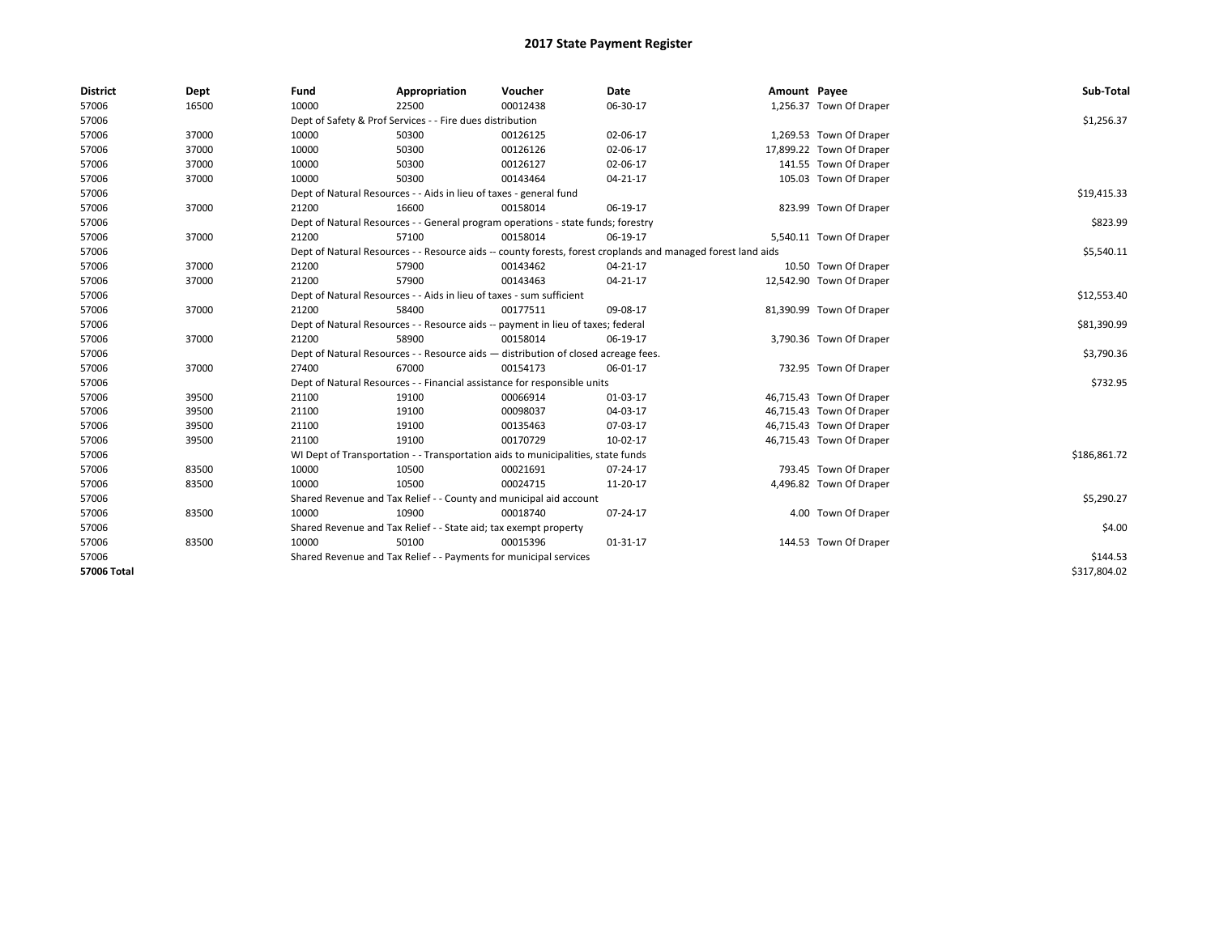# 2017 State Payment Register

| District | Dept | Fund | Appropriation | Voucher | Date | Amount | Payee | Sub-Total |
|---|---|---|---|---|---|---|---|---|
| 57006 | 16500 | 10000 | 22500 | 00012438 | 06-30-17 | 1,256.37 | Town Of Draper | |
| 57006 | | Dept of Safety & Prof Services - - Fire dues distribution | | | | | | $1,256.37 |
| 57006 | 37000 | 10000 | 50300 | 00126125 | 02-06-17 | 1,269.53 | Town Of Draper | |
| 57006 | 37000 | 10000 | 50300 | 00126126 | 02-06-17 | 17,899.22 | Town Of Draper | |
| 57006 | 37000 | 10000 | 50300 | 00126127 | 02-06-17 | 141.55 | Town Of Draper | |
| 57006 | 37000 | 10000 | 50300 | 00143464 | 04-21-17 | 105.03 | Town Of Draper | |
| 57006 | | Dept of Natural Resources - - Aids in lieu of taxes - general fund | | | | | | $19,415.33 |
| 57006 | 37000 | 21200 | 16600 | 00158014 | 06-19-17 | 823.99 | Town Of Draper | |
| 57006 | | Dept of Natural Resources - - General program operations - state funds; forestry | | | | | | $823.99 |
| 57006 | 37000 | 21200 | 57100 | 00158014 | 06-19-17 | 5,540.11 | Town Of Draper | |
| 57006 | | Dept of Natural Resources - - Resource aids -- county forests, forest croplands and managed forest land aids | | | | | | $5,540.11 |
| 57006 | 37000 | 21200 | 57900 | 00143462 | 04-21-17 | 10.50 | Town Of Draper | |
| 57006 | 37000 | 21200 | 57900 | 00143463 | 04-21-17 | 12,542.90 | Town Of Draper | |
| 57006 | | Dept of Natural Resources - - Aids in lieu of taxes - sum sufficient | | | | | | $12,553.40 |
| 57006 | 37000 | 21200 | 58400 | 00177511 | 09-08-17 | 81,390.99 | Town Of Draper | |
| 57006 | | Dept of Natural Resources - - Resource aids -- payment in lieu of taxes; federal | | | | | | $81,390.99 |
| 57006 | 37000 | 21200 | 58900 | 00158014 | 06-19-17 | 3,790.36 | Town Of Draper | |
| 57006 | | Dept of Natural Resources - - Resource aids — distribution of closed acreage fees. | | | | | | $3,790.36 |
| 57006 | 37000 | 27400 | 67000 | 00154173 | 06-01-17 | 732.95 | Town Of Draper | |
| 57006 | | Dept of Natural Resources - - Financial assistance for responsible units | | | | | | $732.95 |
| 57006 | 39500 | 21100 | 19100 | 00066914 | 01-03-17 | 46,715.43 | Town Of Draper | |
| 57006 | 39500 | 21100 | 19100 | 00098037 | 04-03-17 | 46,715.43 | Town Of Draper | |
| 57006 | 39500 | 21100 | 19100 | 00135463 | 07-03-17 | 46,715.43 | Town Of Draper | |
| 57006 | 39500 | 21100 | 19100 | 00170729 | 10-02-17 | 46,715.43 | Town Of Draper | |
| 57006 | | WI Dept of Transportation - - Transportation aids to municipalities, state funds | | | | | | $186,861.72 |
| 57006 | 83500 | 10000 | 10500 | 00021691 | 07-24-17 | 793.45 | Town Of Draper | |
| 57006 | 83500 | 10000 | 10500 | 00024715 | 11-20-17 | 4,496.82 | Town Of Draper | |
| 57006 | | Shared Revenue and Tax Relief - - County and municipal aid account | | | | | | $5,290.27 |
| 57006 | 83500 | 10000 | 10900 | 00018740 | 07-24-17 | 4.00 | Town Of Draper | |
| 57006 | | Shared Revenue and Tax Relief - - State aid; tax exempt property | | | | | | $4.00 |
| 57006 | 83500 | 10000 | 50100 | 00015396 | 01-31-17 | 144.53 | Town Of Draper | |
| 57006 | | Shared Revenue and Tax Relief - - Payments for municipal services | | | | | | $144.53 |
| **57006 Total** | | | | | | | | $317,804.02 |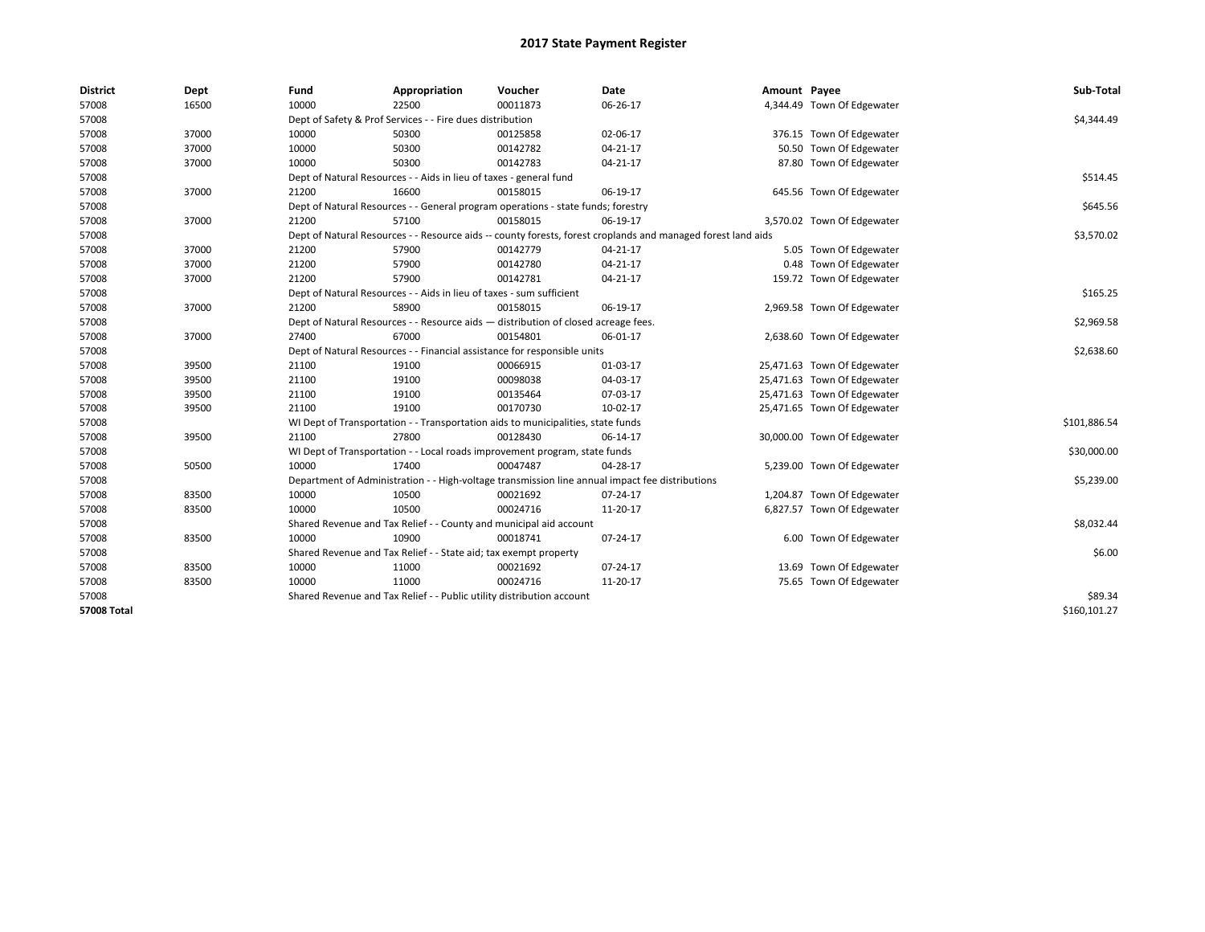# 2017 State Payment Register

| District | Dept | Fund | Appropriation | Voucher | Date | Amount | Payee | Sub-Total |
|---|---|---|---|---|---|---|---|---|
| 57008 | 16500 | 10000 | 22500 | 00011873 | 06-26-17 | 4,344.49 | Town Of Edgewater | |
| 57008 | | Dept of Safety & Prof Services - - Fire dues distribution | | | | | | $4,344.49 |
| 57008 | 37000 | 10000 | 50300 | 00125858 | 02-06-17 | 376.15 | Town Of Edgewater | |
| 57008 | 37000 | 10000 | 50300 | 00142782 | 04-21-17 | 50.50 | Town Of Edgewater | |
| 57008 | 37000 | 10000 | 50300 | 00142783 | 04-21-17 | 87.80 | Town Of Edgewater | |
| 57008 | | Dept of Natural Resources - - Aids in lieu of taxes - general fund | | | | | | $514.45 |
| 57008 | 37000 | 21200 | 16600 | 00158015 | 06-19-17 | 645.56 | Town Of Edgewater | |
| 57008 | | Dept of Natural Resources - - General program operations - state funds; forestry | | | | | | $645.56 |
| 57008 | 37000 | 21200 | 57100 | 00158015 | 06-19-17 | 3,570.02 | Town Of Edgewater | |
| 57008 | | Dept of Natural Resources - - Resource aids -- county forests, forest croplands and managed forest land aids | | | | | | $3,570.02 |
| 57008 | 37000 | 21200 | 57900 | 00142779 | 04-21-17 | 5.05 | Town Of Edgewater | |
| 57008 | 37000 | 21200 | 57900 | 00142780 | 04-21-17 | 0.48 | Town Of Edgewater | |
| 57008 | 37000 | 21200 | 57900 | 00142781 | 04-21-17 | 159.72 | Town Of Edgewater | |
| 57008 | | Dept of Natural Resources - - Aids in lieu of taxes - sum sufficient | | | | | | $165.25 |
| 57008 | 37000 | 21200 | 58900 | 00158015 | 06-19-17 | 2,969.58 | Town Of Edgewater | |
| 57008 | | Dept of Natural Resources - - Resource aids — distribution of closed acreage fees. | | | | | | $2,969.58 |
| 57008 | 37000 | 27400 | 67000 | 00154801 | 06-01-17 | 2,638.60 | Town Of Edgewater | |
| 57008 | | Dept of Natural Resources - - Financial assistance for responsible units | | | | | | $2,638.60 |
| 57008 | 39500 | 21100 | 19100 | 00066915 | 01-03-17 | 25,471.63 | Town Of Edgewater | |
| 57008 | 39500 | 21100 | 19100 | 00098038 | 04-03-17 | 25,471.63 | Town Of Edgewater | |
| 57008 | 39500 | 21100 | 19100 | 00135464 | 07-03-17 | 25,471.63 | Town Of Edgewater | |
| 57008 | 39500 | 21100 | 19100 | 00170730 | 10-02-17 | 25,471.65 | Town Of Edgewater | |
| 57008 | | WI Dept of Transportation - - Transportation aids to municipalities, state funds | | | | | | $101,886.54 |
| 57008 | 39500 | 21100 | 27800 | 00128430 | 06-14-17 | 30,000.00 | Town Of Edgewater | |
| 57008 | | WI Dept of Transportation - - Local roads improvement program, state funds | | | | | | $30,000.00 |
| 57008 | 50500 | 10000 | 17400 | 00047487 | 04-28-17 | 5,239.00 | Town Of Edgewater | |
| 57008 | | Department of Administration - - High-voltage transmission line annual impact fee distributions | | | | | | $5,239.00 |
| 57008 | 83500 | 10000 | 10500 | 00021692 | 07-24-17 | 1,204.87 | Town Of Edgewater | |
| 57008 | 83500 | 10000 | 10500 | 00024716 | 11-20-17 | 6,827.57 | Town Of Edgewater | |
| 57008 | | Shared Revenue and Tax Relief - - County and municipal aid account | | | | | | $8,032.44 |
| 57008 | 83500 | 10000 | 10900 | 00018741 | 07-24-17 | 6.00 | Town Of Edgewater | |
| 57008 | | Shared Revenue and Tax Relief - - State aid; tax exempt property | | | | | | $6.00 |
| 57008 | 83500 | 10000 | 11000 | 00021692 | 07-24-17 | 13.69 | Town Of Edgewater | |
| 57008 | 83500 | 10000 | 11000 | 00024716 | 11-20-17 | 75.65 | Town Of Edgewater | |
| 57008 | | Shared Revenue and Tax Relief - - Public utility distribution account | | | | | | $89.34 |
| **57008 Total** | | | | | | | | $160,101.27 |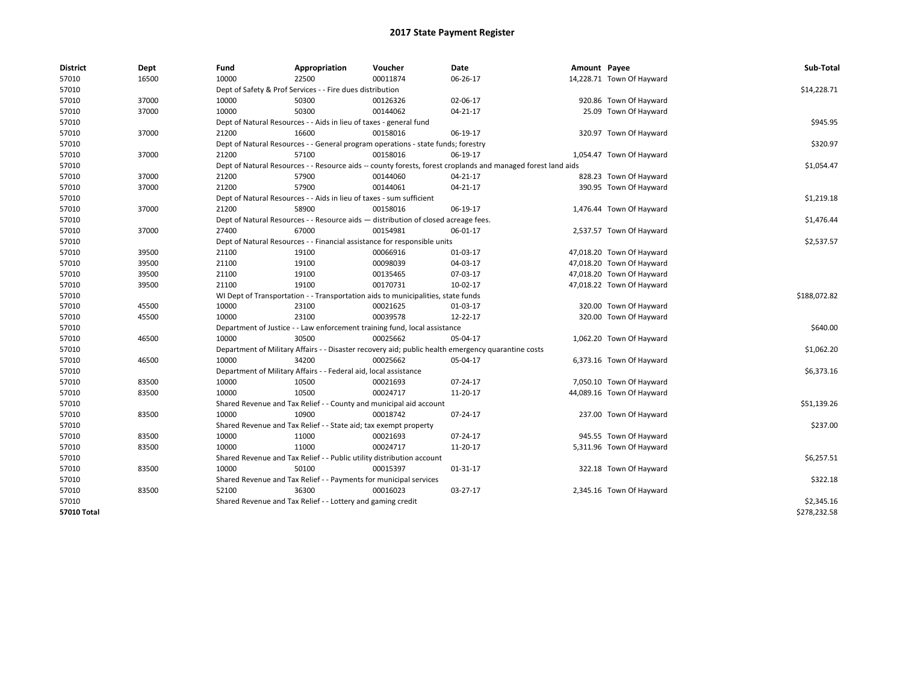# 2017 State Payment Register

| District | Dept | Fund | Appropriation | Voucher | Date | Amount | Payee | Sub-Total |
|---|---|---|---|---|---|---|---|---|
| 57010 | 16500 | 10000 | 22500 | 00011874 | 06-26-17 | 14,228.71 | Town Of Hayward | |
| 57010 | | Dept of Safety & Prof Services - - Fire dues distribution | | | | | | $14,228.71 |
| 57010 | 37000 | 10000 | 50300 | 00126326 | 02-06-17 | 920.86 | Town Of Hayward | |
| 57010 | 37000 | 10000 | 50300 | 00144062 | 04-21-17 | 25.09 | Town Of Hayward | |
| 57010 | | Dept of Natural Resources - - Aids in lieu of taxes - general fund | | | | | | $945.95 |
| 57010 | 37000 | 21200 | 16600 | 00158016 | 06-19-17 | 320.97 | Town Of Hayward | |
| 57010 | | Dept of Natural Resources - - General program operations - state funds; forestry | | | | | | $320.97 |
| 57010 | 37000 | 21200 | 57100 | 00158016 | 06-19-17 | 1,054.47 | Town Of Hayward | |
| 57010 | | Dept of Natural Resources - - Resource aids -- county forests, forest croplands and managed forest land aids | | | | | | $1,054.47 |
| 57010 | 37000 | 21200 | 57900 | 00144060 | 04-21-17 | 828.23 | Town Of Hayward | |
| 57010 | 37000 | 21200 | 57900 | 00144061 | 04-21-17 | 390.95 | Town Of Hayward | |
| 57010 | | Dept of Natural Resources - - Aids in lieu of taxes - sum sufficient | | | | | | $1,219.18 |
| 57010 | 37000 | 21200 | 58900 | 00158016 | 06-19-17 | 1,476.44 | Town Of Hayward | |
| 57010 | | Dept of Natural Resources - - Resource aids — distribution of closed acreage fees. | | | | | | $1,476.44 |
| 57010 | 37000 | 27400 | 67000 | 00154981 | 06-01-17 | 2,537.57 | Town Of Hayward | |
| 57010 | | Dept of Natural Resources - - Financial assistance for responsible units | | | | | | $2,537.57 |
| 57010 | 39500 | 21100 | 19100 | 00066916 | 01-03-17 | 47,018.20 | Town Of Hayward | |
| 57010 | 39500 | 21100 | 19100 | 00098039 | 04-03-17 | 47,018.20 | Town Of Hayward | |
| 57010 | 39500 | 21100 | 19100 | 00135465 | 07-03-17 | 47,018.20 | Town Of Hayward | |
| 57010 | 39500 | 21100 | 19100 | 00170731 | 10-02-17 | 47,018.22 | Town Of Hayward | |
| 57010 | | WI Dept of Transportation - - Transportation aids to municipalities, state funds | | | | | | $188,072.82 |
| 57010 | 45500 | 10000 | 23100 | 00021625 | 01-03-17 | 320.00 | Town Of Hayward | |
| 57010 | 45500 | 10000 | 23100 | 00039578 | 12-22-17 | 320.00 | Town Of Hayward | |
| 57010 | | Department of Justice - - Law enforcement training fund, local assistance | | | | | | $640.00 |
| 57010 | 46500 | 10000 | 30500 | 00025662 | 05-04-17 | 1,062.20 | Town Of Hayward | |
| 57010 | | Department of Military Affairs - - Disaster recovery aid; public health emergency quarantine costs | | | | | | $1,062.20 |
| 57010 | 46500 | 10000 | 34200 | 00025662 | 05-04-17 | 6,373.16 | Town Of Hayward | |
| 57010 | | Department of Military Affairs - - Federal aid, local assistance | | | | | | $6,373.16 |
| 57010 | 83500 | 10000 | 10500 | 00021693 | 07-24-17 | 7,050.10 | Town Of Hayward | |
| 57010 | 83500 | 10000 | 10500 | 00024717 | 11-20-17 | 44,089.16 | Town Of Hayward | |
| 57010 | | Shared Revenue and Tax Relief - - County and municipal aid account | | | | | | $51,139.26 |
| 57010 | 83500 | 10000 | 10900 | 00018742 | 07-24-17 | 237.00 | Town Of Hayward | |
| 57010 | | Shared Revenue and Tax Relief - - State aid; tax exempt property | | | | | | $237.00 |
| 57010 | 83500 | 10000 | 11000 | 00021693 | 07-24-17 | 945.55 | Town Of Hayward | |
| 57010 | 83500 | 10000 | 11000 | 00024717 | 11-20-17 | 5,311.96 | Town Of Hayward | |
| 57010 | | Shared Revenue and Tax Relief - - Public utility distribution account | | | | | | $6,257.51 |
| 57010 | 83500 | 10000 | 50100 | 00015397 | 01-31-17 | 322.18 | Town Of Hayward | |
| 57010 | | Shared Revenue and Tax Relief - - Payments for municipal services | | | | | | $322.18 |
| 57010 | 83500 | 52100 | 36300 | 00016023 | 03-27-17 | 2,345.16 | Town Of Hayward | |
| 57010 | | Shared Revenue and Tax Relief - - Lottery and gaming credit | | | | | | $2,345.16 |
| **57010 Total** | | | | | | | | $278,232.58 |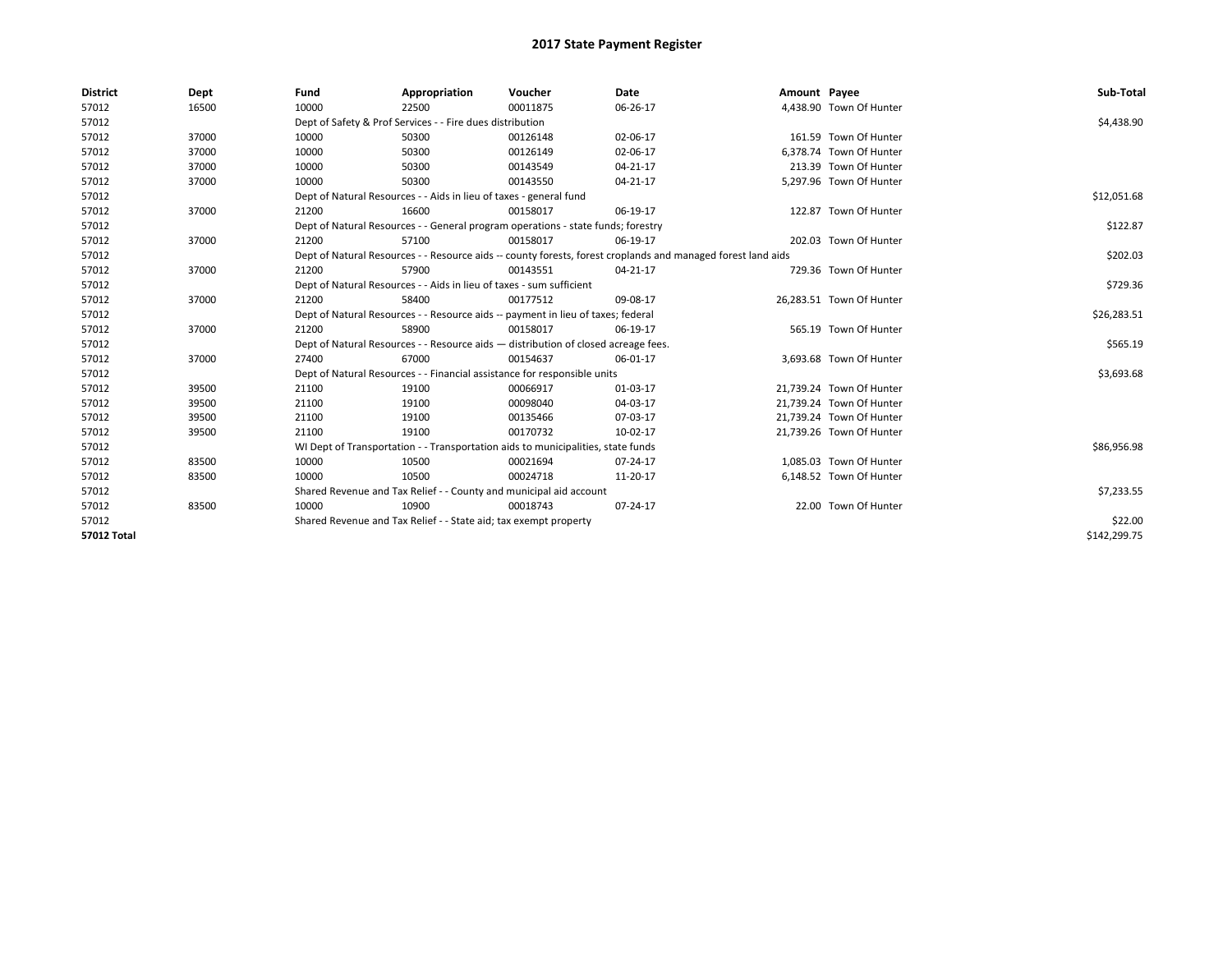# 2017 State Payment Register

| District | Dept | Fund | Appropriation | Voucher | Date | Amount | Payee | Sub-Total |
|---|---|---|---|---|---|---|---|---|
| 57012 | 16500 | 10000 | 22500 | 00011875 | 06-26-17 | 4,438.90 | Town Of Hunter | |
| 57012 | | Dept of Safety & Prof Services - - Fire dues distribution | | | | | | $4,438.90 |
| 57012 | 37000 | 10000 | 50300 | 00126148 | 02-06-17 | 161.59 | Town Of Hunter | |
| 57012 | 37000 | 10000 | 50300 | 00126149 | 02-06-17 | 6,378.74 | Town Of Hunter | |
| 57012 | 37000 | 10000 | 50300 | 00143549 | 04-21-17 | 213.39 | Town Of Hunter | |
| 57012 | 37000 | 10000 | 50300 | 00143550 | 04-21-17 | 5,297.96 | Town Of Hunter | |
| 57012 | | Dept of Natural Resources - - Aids in lieu of taxes - general fund | | | | | | $12,051.68 |
| 57012 | 37000 | 21200 | 16600 | 00158017 | 06-19-17 | 122.87 | Town Of Hunter | |
| 57012 | | Dept of Natural Resources - - General program operations - state funds; forestry | | | | | | $122.87 |
| 57012 | 37000 | 21200 | 57100 | 00158017 | 06-19-17 | 202.03 | Town Of Hunter | |
| 57012 | | Dept of Natural Resources - - Resource aids -- county forests, forest croplands and managed forest land aids | | | | | | $202.03 |
| 57012 | 37000 | 21200 | 57900 | 00143551 | 04-21-17 | 729.36 | Town Of Hunter | |
| 57012 | | Dept of Natural Resources - - Aids in lieu of taxes - sum sufficient | | | | | | $729.36 |
| 57012 | 37000 | 21200 | 58400 | 00177512 | 09-08-17 | 26,283.51 | Town Of Hunter | |
| 57012 | | Dept of Natural Resources - - Resource aids -- payment in lieu of taxes; federal | | | | | | $26,283.51 |
| 57012 | 37000 | 21200 | 58900 | 00158017 | 06-19-17 | 565.19 | Town Of Hunter | |
| 57012 | | Dept of Natural Resources - - Resource aids — distribution of closed acreage fees. | | | | | | $565.19 |
| 57012 | 37000 | 27400 | 67000 | 00154637 | 06-01-17 | 3,693.68 | Town Of Hunter | |
| 57012 | | Dept of Natural Resources - - Financial assistance for responsible units | | | | | | $3,693.68 |
| 57012 | 39500 | 21100 | 19100 | 00066917 | 01-03-17 | 21,739.24 | Town Of Hunter | |
| 57012 | 39500 | 21100 | 19100 | 00098040 | 04-03-17 | 21,739.24 | Town Of Hunter | |
| 57012 | 39500 | 21100 | 19100 | 00135466 | 07-03-17 | 21,739.24 | Town Of Hunter | |
| 57012 | 39500 | 21100 | 19100 | 00170732 | 10-02-17 | 21,739.26 | Town Of Hunter | |
| 57012 | | WI Dept of Transportation - - Transportation aids to municipalities, state funds | | | | | | $86,956.98 |
| 57012 | 83500 | 10000 | 10500 | 00021694 | 07-24-17 | 1,085.03 | Town Of Hunter | |
| 57012 | 83500 | 10000 | 10500 | 00024718 | 11-20-17 | 6,148.52 | Town Of Hunter | |
| 57012 | | Shared Revenue and Tax Relief - - County and municipal aid account | | | | | | $7,233.55 |
| 57012 | 83500 | 10000 | 10900 | 00018743 | 07-24-17 | 22.00 | Town Of Hunter | |
| 57012 | | Shared Revenue and Tax Relief - - State aid; tax exempt property | | | | | | $22.00 |
| **57012 Total** | | | | | | | | $142,299.75 |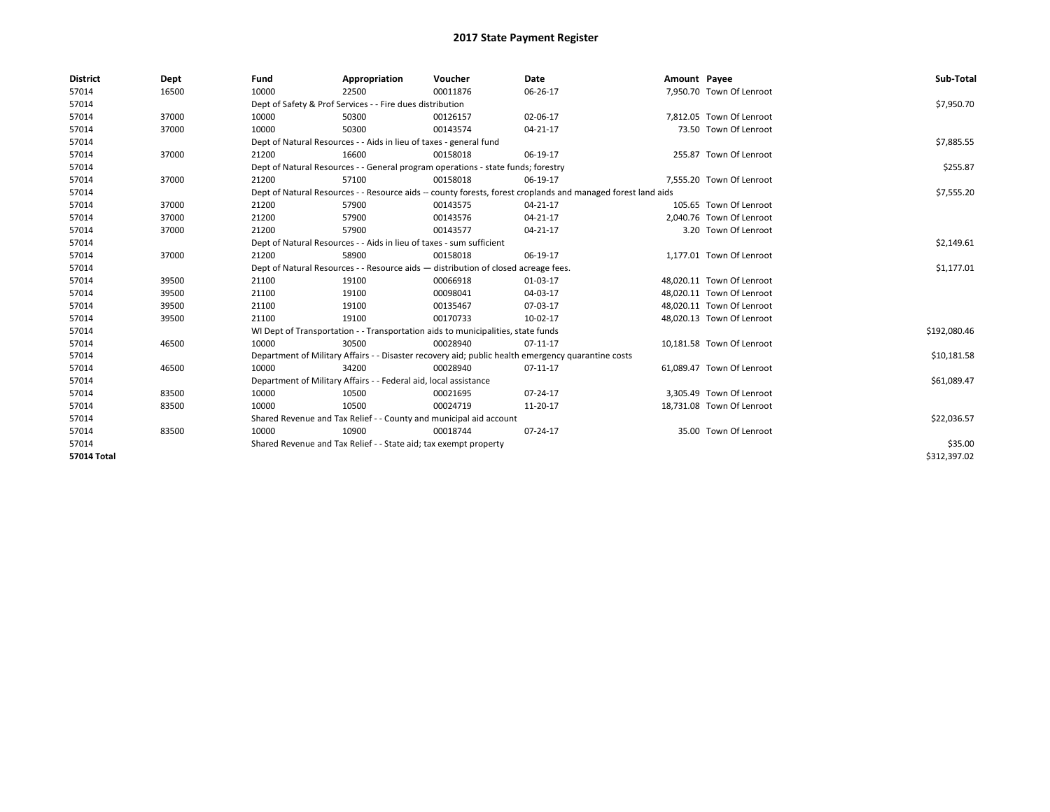# 2017 State Payment Register

| District | Dept | Fund | Appropriation | Voucher | Date | Amount | Payee | Sub-Total |
|---|---|---|---|---|---|---|---|---|
| 57014 | 16500 | 10000 | 22500 | 00011876 | 06-26-17 | 7,950.70 | Town Of Lenroot | |
| 57014 | | Dept of Safety & Prof Services - - Fire dues distribution | | | | | | $7,950.70 |
| 57014 | 37000 | 10000 | 50300 | 00126157 | 02-06-17 | 7,812.05 | Town Of Lenroot | |
| 57014 | 37000 | 10000 | 50300 | 00143574 | 04-21-17 | 73.50 | Town Of Lenroot | |
| 57014 | | Dept of Natural Resources - - Aids in lieu of taxes - general fund | | | | | | $7,885.55 |
| 57014 | 37000 | 21200 | 16600 | 00158018 | 06-19-17 | 255.87 | Town Of Lenroot | |
| 57014 | | Dept of Natural Resources - - General program operations - state funds; forestry | | | | | | $255.87 |
| 57014 | 37000 | 21200 | 57100 | 00158018 | 06-19-17 | 7,555.20 | Town Of Lenroot | |
| 57014 | | Dept of Natural Resources - - Resource aids -- county forests, forest croplands and managed forest land aids | | | | | | $7,555.20 |
| 57014 | 37000 | 21200 | 57900 | 00143575 | 04-21-17 | 105.65 | Town Of Lenroot | |
| 57014 | 37000 | 21200 | 57900 | 00143576 | 04-21-17 | 2,040.76 | Town Of Lenroot | |
| 57014 | 37000 | 21200 | 57900 | 00143577 | 04-21-17 | 3.20 | Town Of Lenroot | |
| 57014 | | Dept of Natural Resources - - Aids in lieu of taxes - sum sufficient | | | | | | $2,149.61 |
| 57014 | 37000 | 21200 | 58900 | 00158018 | 06-19-17 | 1,177.01 | Town Of Lenroot | |
| 57014 | | Dept of Natural Resources - - Resource aids — distribution of closed acreage fees. | | | | | | $1,177.01 |
| 57014 | 39500 | 21100 | 19100 | 00066918 | 01-03-17 | 48,020.11 | Town Of Lenroot | |
| 57014 | 39500 | 21100 | 19100 | 00098041 | 04-03-17 | 48,020.11 | Town Of Lenroot | |
| 57014 | 39500 | 21100 | 19100 | 00135467 | 07-03-17 | 48,020.11 | Town Of Lenroot | |
| 57014 | 39500 | 21100 | 19100 | 00170733 | 10-02-17 | 48,020.13 | Town Of Lenroot | |
| 57014 | | WI Dept of Transportation - - Transportation aids to municipalities, state funds | | | | | | $192,080.46 |
| 57014 | 46500 | 10000 | 30500 | 00028940 | 07-11-17 | 10,181.58 | Town Of Lenroot | |
| 57014 | | Department of Military Affairs - - Disaster recovery aid; public health emergency quarantine costs | | | | | | $10,181.58 |
| 57014 | 46500 | 10000 | 34200 | 00028940 | 07-11-17 | 61,089.47 | Town Of Lenroot | |
| 57014 | | Department of Military Affairs - - Federal aid, local assistance | | | | | | $61,089.47 |
| 57014 | 83500 | 10000 | 10500 | 00021695 | 07-24-17 | 3,305.49 | Town Of Lenroot | |
| 57014 | 83500 | 10000 | 10500 | 00024719 | 11-20-17 | 18,731.08 | Town Of Lenroot | |
| 57014 | | Shared Revenue and Tax Relief - - County and municipal aid account | | | | | | $22,036.57 |
| 57014 | 83500 | 10000 | 10900 | 00018744 | 07-24-17 | 35.00 | Town Of Lenroot | |
| 57014 | | Shared Revenue and Tax Relief - - State aid; tax exempt property | | | | | | $35.00 |
| **57014 Total** | | | | | | | | $312,397.02 |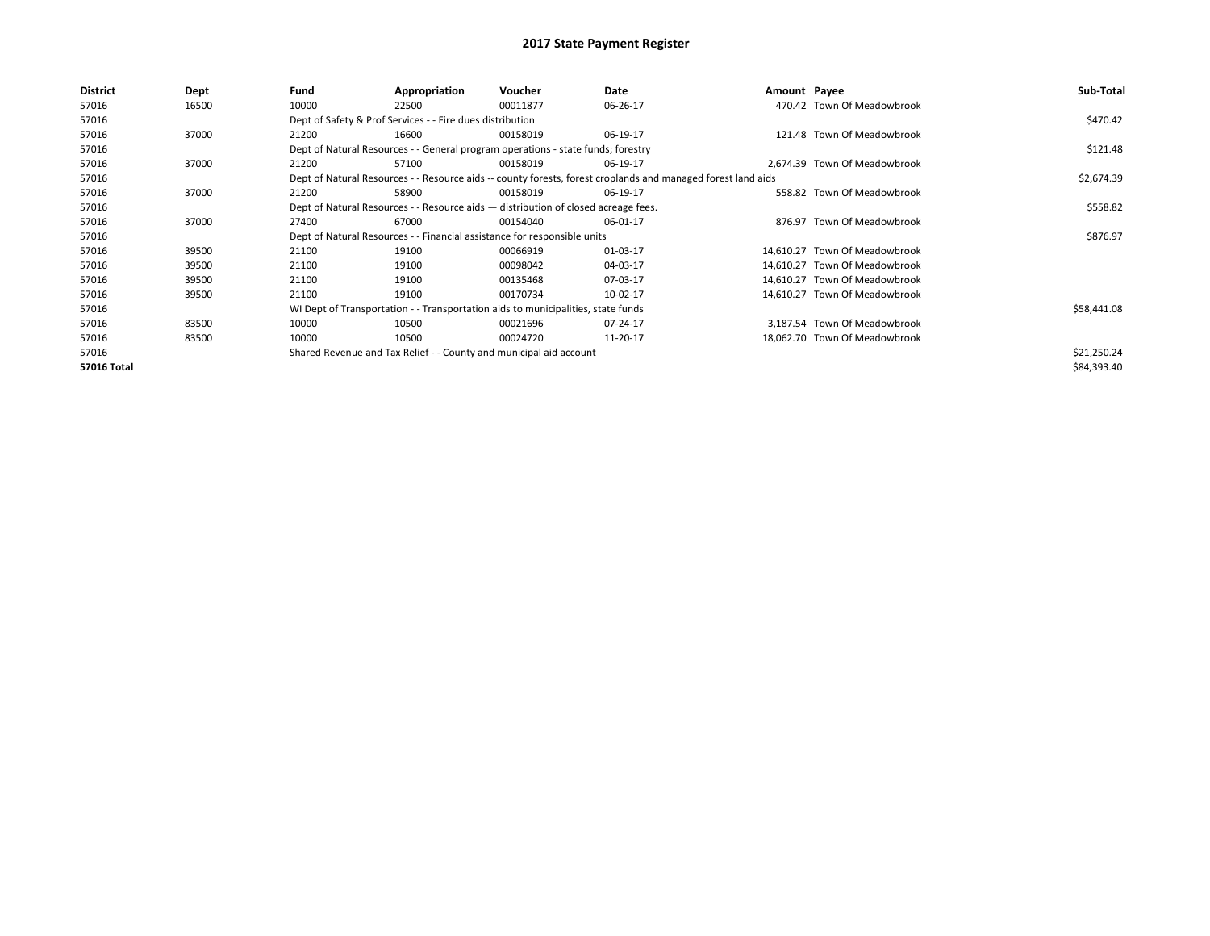# 2017 State Payment Register

| District | Dept | Fund | Appropriation | Voucher | Date | Amount | Payee | Sub-Total |
|---|---|---|---|---|---|---|---|---|
| 57016 | 16500 | 10000 | 22500 | 00011877 | 06-26-17 | 470.42 | Town Of Meadowbrook | |
| 57016 | | Dept of Safety & Prof Services - - Fire dues distribution | | | | | | $470.42 |
| 57016 | 37000 | 21200 | 16600 | 00158019 | 06-19-17 | 121.48 | Town Of Meadowbrook | |
| 57016 | | Dept of Natural Resources - - General program operations - state funds; forestry | | | | | | $121.48 |
| 57016 | 37000 | 21200 | 57100 | 00158019 | 06-19-17 | 2,674.39 | Town Of Meadowbrook | |
| 57016 | | Dept of Natural Resources - - Resource aids -- county forests, forest croplands and managed forest land aids | | | | | | $2,674.39 |
| 57016 | 37000 | 21200 | 58900 | 00158019 | 06-19-17 | 558.82 | Town Of Meadowbrook | |
| 57016 | | Dept of Natural Resources - - Resource aids — distribution of closed acreage fees. | | | | | | $558.82 |
| 57016 | 37000 | 27400 | 67000 | 00154040 | 06-01-17 | 876.97 | Town Of Meadowbrook | |
| 57016 | | Dept of Natural Resources - - Financial assistance for responsible units | | | | | | $876.97 |
| 57016 | 39500 | 21100 | 19100 | 00066919 | 01-03-17 | 14,610.27 | Town Of Meadowbrook | |
| 57016 | 39500 | 21100 | 19100 | 00098042 | 04-03-17 | 14,610.27 | Town Of Meadowbrook | |
| 57016 | 39500 | 21100 | 19100 | 00135468 | 07-03-17 | 14,610.27 | Town Of Meadowbrook | |
| 57016 | 39500 | 21100 | 19100 | 00170734 | 10-02-17 | 14,610.27 | Town Of Meadowbrook | |
| 57016 | | WI Dept of Transportation - - Transportation aids to municipalities, state funds | | | | | | $58,441.08 |
| 57016 | 83500 | 10000 | 10500 | 00021696 | 07-24-17 | 3,187.54 | Town Of Meadowbrook | |
| 57016 | 83500 | 10000 | 10500 | 00024720 | 11-20-17 | 18,062.70 | Town Of Meadowbrook | |
| 57016 | | Shared Revenue and Tax Relief - - County and municipal aid account | | | | | | $21,250.24 |
| **57016 Total** | | | | | | | | $84,393.40 |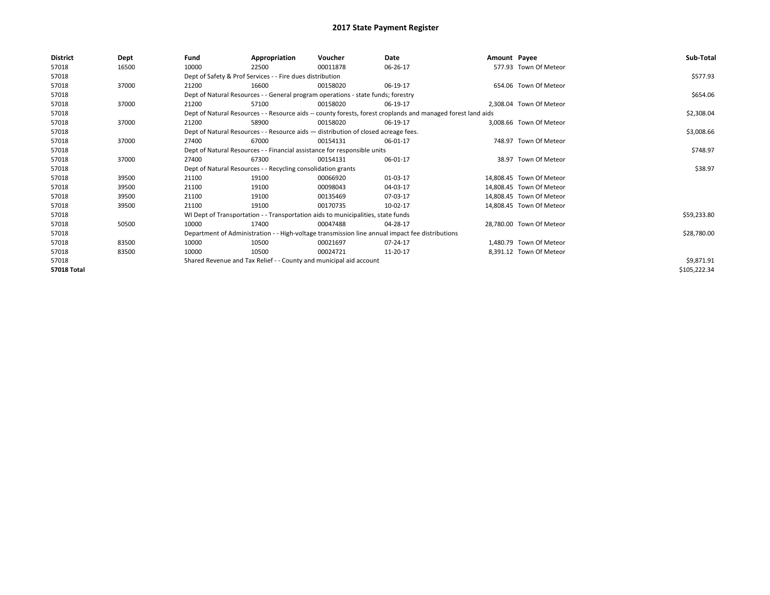# 2017 State Payment Register

| District | Dept | Fund | Appropriation | Voucher | Date | Amount | Payee | Sub-Total |
|---|---|---|---|---|---|---|---|---|
| 57018 | 16500 | 10000 | 22500 | 00011878 | 06-26-17 | 577.93 | Town Of Meteor | |
| 57018 | | Dept of Safety & Prof Services - - Fire dues distribution | | | | | | $577.93 |
| 57018 | 37000 | 21200 | 16600 | 00158020 | 06-19-17 | 654.06 | Town Of Meteor | |
| 57018 | | Dept of Natural Resources - - General program operations - state funds; forestry | | | | | | $654.06 |
| 57018 | 37000 | 21200 | 57100 | 00158020 | 06-19-17 | 2,308.04 | Town Of Meteor | |
| 57018 | | Dept of Natural Resources - - Resource aids -- county forests, forest croplands and managed forest land aids | | | | | | $2,308.04 |
| 57018 | 37000 | 21200 | 58900 | 00158020 | 06-19-17 | 3,008.66 | Town Of Meteor | |
| 57018 | | Dept of Natural Resources - - Resource aids — distribution of closed acreage fees. | | | | | | $3,008.66 |
| 57018 | 37000 | 27400 | 67000 | 00154131 | 06-01-17 | 748.97 | Town Of Meteor | |
| 57018 | | Dept of Natural Resources - - Financial assistance for responsible units | | | | | | $748.97 |
| 57018 | 37000 | 27400 | 67300 | 00154131 | 06-01-17 | 38.97 | Town Of Meteor | |
| 57018 | | Dept of Natural Resources - - Recycling consolidation grants | | | | | | $38.97 |
| 57018 | 39500 | 21100 | 19100 | 00066920 | 01-03-17 | 14,808.45 | Town Of Meteor | |
| 57018 | 39500 | 21100 | 19100 | 00098043 | 04-03-17 | 14,808.45 | Town Of Meteor | |
| 57018 | 39500 | 21100 | 19100 | 00135469 | 07-03-17 | 14,808.45 | Town Of Meteor | |
| 57018 | 39500 | 21100 | 19100 | 00170735 | 10-02-17 | 14,808.45 | Town Of Meteor | |
| 57018 | | WI Dept of Transportation - - Transportation aids to municipalities, state funds | | | | | | $59,233.80 |
| 57018 | 50500 | 10000 | 17400 | 00047488 | 04-28-17 | 28,780.00 | Town Of Meteor | |
| 57018 | | Department of Administration - - High-voltage transmission line annual impact fee distributions | | | | | | $28,780.00 |
| 57018 | 83500 | 10000 | 10500 | 00021697 | 07-24-17 | 1,480.79 | Town Of Meteor | |
| 57018 | 83500 | 10000 | 10500 | 00024721 | 11-20-17 | 8,391.12 | Town Of Meteor | |
| 57018 | | Shared Revenue and Tax Relief - - County and municipal aid account | | | | | | $9,871.91 |
| **57018 Total** | | | | | | | | $105,222.34 |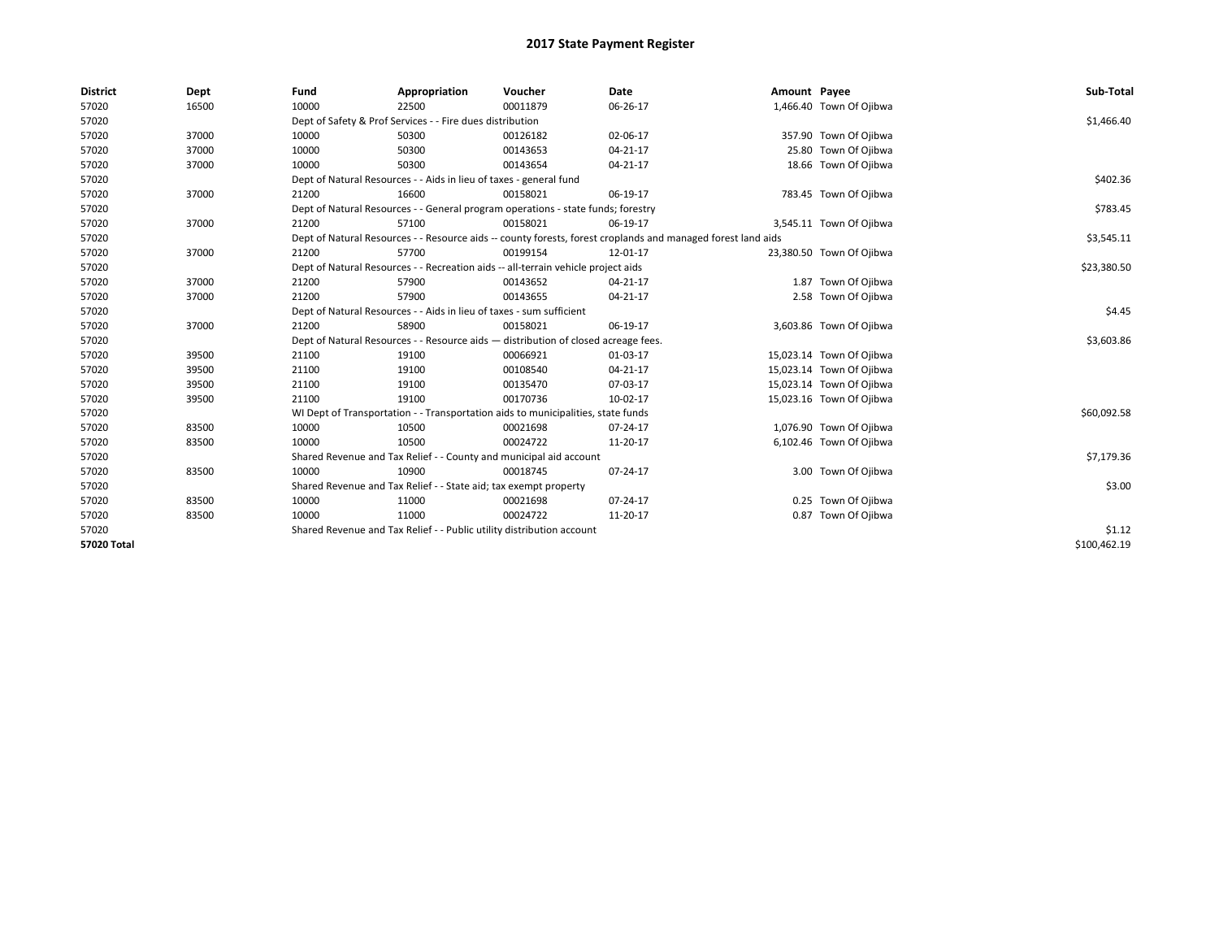# 2017 State Payment Register

| District | Dept | Fund | Appropriation | Voucher | Date | Amount | Payee | Sub-Total |
|---|---|---|---|---|---|---|---|---|
| 57020 | 16500 | 10000 | 22500 | 00011879 | 06-26-17 | 1,466.40 | Town Of Ojibwa | |
| 57020 | | Dept of Safety & Prof Services - - Fire dues distribution | | | | | | $1,466.40 |
| 57020 | 37000 | 10000 | 50300 | 00126182 | 02-06-17 | 357.90 | Town Of Ojibwa | |
| 57020 | 37000 | 10000 | 50300 | 00143653 | 04-21-17 | 25.80 | Town Of Ojibwa | |
| 57020 | 37000 | 10000 | 50300 | 00143654 | 04-21-17 | 18.66 | Town Of Ojibwa | |
| 57020 | | Dept of Natural Resources - - Aids in lieu of taxes - general fund | | | | | | $402.36 |
| 57020 | 37000 | 21200 | 16600 | 00158021 | 06-19-17 | 783.45 | Town Of Ojibwa | |
| 57020 | | Dept of Natural Resources - - General program operations - state funds; forestry | | | | | | $783.45 |
| 57020 | 37000 | 21200 | 57100 | 00158021 | 06-19-17 | 3,545.11 | Town Of Ojibwa | |
| 57020 | | Dept of Natural Resources - - Resource aids -- county forests, forest croplands and managed forest land aids | | | | | | $3,545.11 |
| 57020 | 37000 | 21200 | 57700 | 00199154 | 12-01-17 | 23,380.50 | Town Of Ojibwa | |
| 57020 | | Dept of Natural Resources - - Recreation aids -- all-terrain vehicle project aids | | | | | | $23,380.50 |
| 57020 | 37000 | 21200 | 57900 | 00143652 | 04-21-17 | 1.87 | Town Of Ojibwa | |
| 57020 | 37000 | 21200 | 57900 | 00143655 | 04-21-17 | 2.58 | Town Of Ojibwa | |
| 57020 | | Dept of Natural Resources - - Aids in lieu of taxes - sum sufficient | | | | | | $4.45 |
| 57020 | 37000 | 21200 | 58900 | 00158021 | 06-19-17 | 3,603.86 | Town Of Ojibwa | |
| 57020 | | Dept of Natural Resources - - Resource aids — distribution of closed acreage fees. | | | | | | $3,603.86 |
| 57020 | 39500 | 21100 | 19100 | 00066921 | 01-03-17 | 15,023.14 | Town Of Ojibwa | |
| 57020 | 39500 | 21100 | 19100 | 00108540 | 04-21-17 | 15,023.14 | Town Of Ojibwa | |
| 57020 | 39500 | 21100 | 19100 | 00135470 | 07-03-17 | 15,023.14 | Town Of Ojibwa | |
| 57020 | 39500 | 21100 | 19100 | 00170736 | 10-02-17 | 15,023.16 | Town Of Ojibwa | |
| 57020 | | WI Dept of Transportation - - Transportation aids to municipalities, state funds | | | | | | $60,092.58 |
| 57020 | 83500 | 10000 | 10500 | 00021698 | 07-24-17 | 1,076.90 | Town Of Ojibwa | |
| 57020 | 83500 | 10000 | 10500 | 00024722 | 11-20-17 | 6,102.46 | Town Of Ojibwa | |
| 57020 | | Shared Revenue and Tax Relief - - County and municipal aid account | | | | | | $7,179.36 |
| 57020 | 83500 | 10000 | 10900 | 00018745 | 07-24-17 | 3.00 | Town Of Ojibwa | |
| 57020 | | Shared Revenue and Tax Relief - - State aid; tax exempt property | | | | | | $3.00 |
| 57020 | 83500 | 10000 | 11000 | 00021698 | 07-24-17 | 0.25 | Town Of Ojibwa | |
| 57020 | 83500 | 10000 | 11000 | 00024722 | 11-20-17 | 0.87 | Town Of Ojibwa | |
| 57020 | | Shared Revenue and Tax Relief - - Public utility distribution account | | | | | | $1.12 |
| **57020 Total** | | | | | | | | $100,462.19 |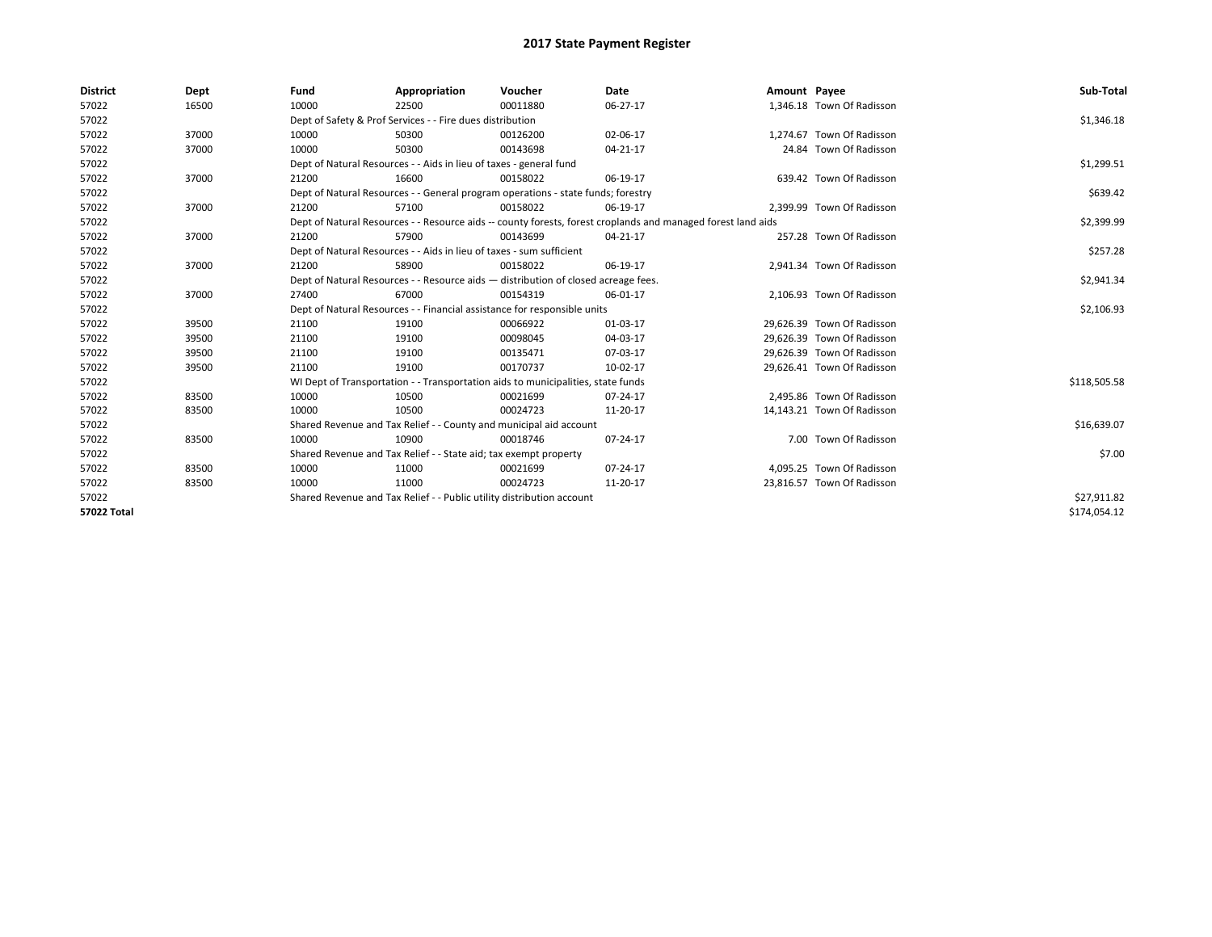# 2017 State Payment Register

| District | Dept | Fund | Appropriation | Voucher | Date | Amount | Payee | Sub-Total |
|---|---|---|---|---|---|---|---|---|
| 57022 | 16500 | 10000 | 22500 | 00011880 | 06-27-17 | 1,346.18 | Town Of Radisson | |
| 57022 | | Dept of Safety & Prof Services - - Fire dues distribution | | | | | | $1,346.18 |
| 57022 | 37000 | 10000 | 50300 | 00126200 | 02-06-17 | 1,274.67 | Town Of Radisson | |
| 57022 | 37000 | 10000 | 50300 | 00143698 | 04-21-17 | 24.84 | Town Of Radisson | |
| 57022 | | Dept of Natural Resources - - Aids in lieu of taxes - general fund | | | | | | $1,299.51 |
| 57022 | 37000 | 21200 | 16600 | 00158022 | 06-19-17 | 639.42 | Town Of Radisson | |
| 57022 | | Dept of Natural Resources - - General program operations - state funds; forestry | | | | | | $639.42 |
| 57022 | 37000 | 21200 | 57100 | 00158022 | 06-19-17 | 2,399.99 | Town Of Radisson | |
| 57022 | | Dept of Natural Resources - - Resource aids -- county forests, forest croplands and managed forest land aids | | | | | | $2,399.99 |
| 57022 | 37000 | 21200 | 57900 | 00143699 | 04-21-17 | 257.28 | Town Of Radisson | |
| 57022 | | Dept of Natural Resources - - Aids in lieu of taxes - sum sufficient | | | | | | $257.28 |
| 57022 | 37000 | 21200 | 58900 | 00158022 | 06-19-17 | 2,941.34 | Town Of Radisson | |
| 57022 | | Dept of Natural Resources - - Resource aids — distribution of closed acreage fees. | | | | | | $2,941.34 |
| 57022 | 37000 | 27400 | 67000 | 00154319 | 06-01-17 | 2,106.93 | Town Of Radisson | |
| 57022 | | Dept of Natural Resources - - Financial assistance for responsible units | | | | | | $2,106.93 |
| 57022 | 39500 | 21100 | 19100 | 00066922 | 01-03-17 | 29,626.39 | Town Of Radisson | |
| 57022 | 39500 | 21100 | 19100 | 00098045 | 04-03-17 | 29,626.39 | Town Of Radisson | |
| 57022 | 39500 | 21100 | 19100 | 00135471 | 07-03-17 | 29,626.39 | Town Of Radisson | |
| 57022 | 39500 | 21100 | 19100 | 00170737 | 10-02-17 | 29,626.41 | Town Of Radisson | |
| 57022 | | WI Dept of Transportation - - Transportation aids to municipalities, state funds | | | | | | $118,505.58 |
| 57022 | 83500 | 10000 | 10500 | 00021699 | 07-24-17 | 2,495.86 | Town Of Radisson | |
| 57022 | 83500 | 10000 | 10500 | 00024723 | 11-20-17 | 14,143.21 | Town Of Radisson | |
| 57022 | | Shared Revenue and Tax Relief - - County and municipal aid account | | | | | | $16,639.07 |
| 57022 | 83500 | 10000 | 10900 | 00018746 | 07-24-17 | 7.00 | Town Of Radisson | |
| 57022 | | Shared Revenue and Tax Relief - - State aid; tax exempt property | | | | | | $7.00 |
| 57022 | 83500 | 10000 | 11000 | 00021699 | 07-24-17 | 4,095.25 | Town Of Radisson | |
| 57022 | 83500 | 10000 | 11000 | 00024723 | 11-20-17 | 23,816.57 | Town Of Radisson | |
| 57022 | | Shared Revenue and Tax Relief - - Public utility distribution account | | | | | | $27,911.82 |
| **57022 Total** | | | | | | | | $174,054.12 |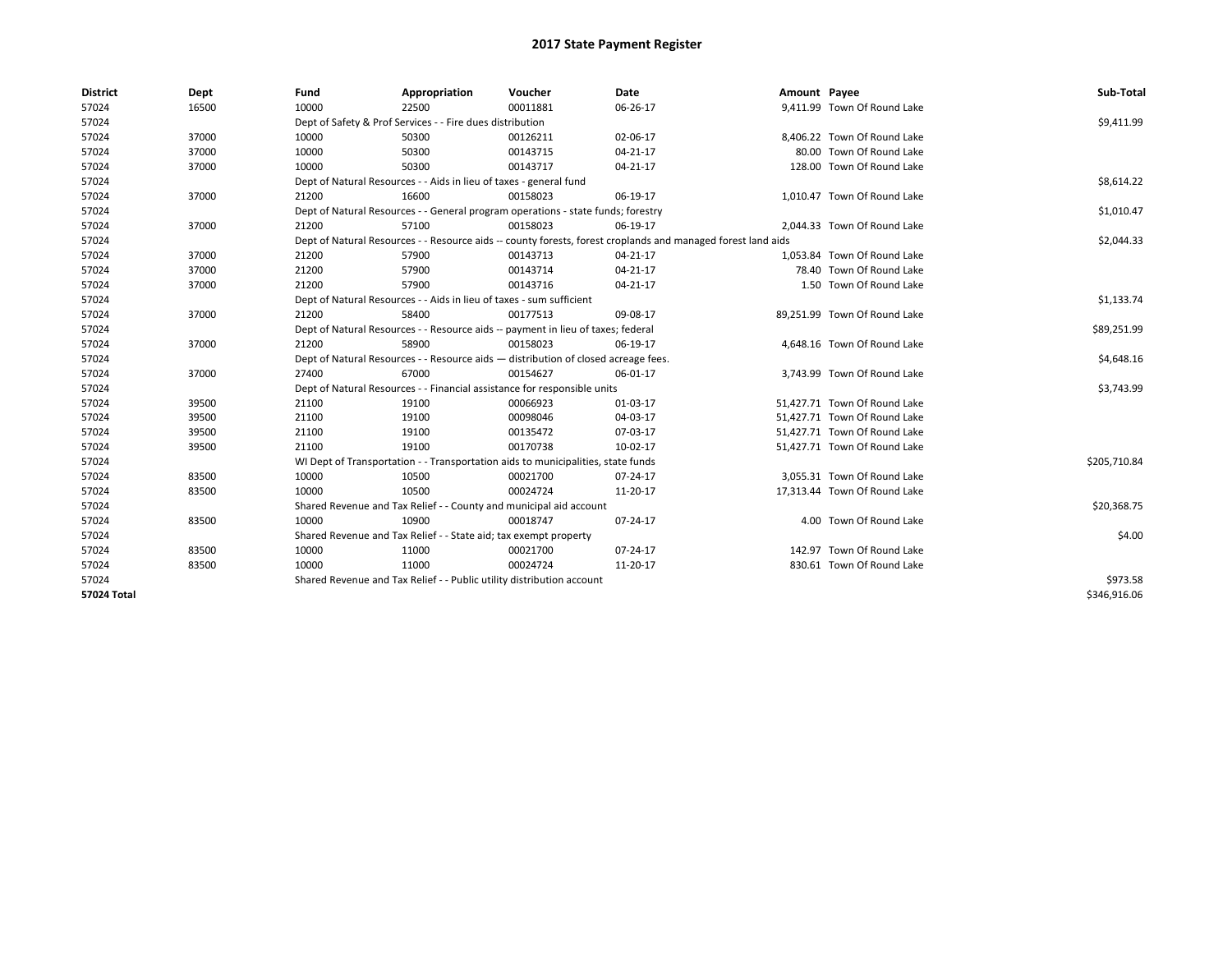# 2017 State Payment Register

| District | Dept | Fund | Appropriation | Voucher | Date | Amount | Payee | Sub-Total |
|---|---|---|---|---|---|---|---|---|
| 57024 | 16500 | 10000 | 22500 | 00011881 | 06-26-17 | 9,411.99 | Town Of Round Lake | |
| 57024 | | Dept of Safety & Prof Services - - Fire dues distribution | | | | | | $9,411.99 |
| 57024 | 37000 | 10000 | 50300 | 00126211 | 02-06-17 | 8,406.22 | Town Of Round Lake | |
| 57024 | 37000 | 10000 | 50300 | 00143715 | 04-21-17 | 80.00 | Town Of Round Lake | |
| 57024 | 37000 | 10000 | 50300 | 00143717 | 04-21-17 | 128.00 | Town Of Round Lake | |
| 57024 | | Dept of Natural Resources - - Aids in lieu of taxes - general fund | | | | | | $8,614.22 |
| 57024 | 37000 | 21200 | 16600 | 00158023 | 06-19-17 | 1,010.47 | Town Of Round Lake | |
| 57024 | | Dept of Natural Resources - - General program operations - state funds; forestry | | | | | | $1,010.47 |
| 57024 | 37000 | 21200 | 57100 | 00158023 | 06-19-17 | 2,044.33 | Town Of Round Lake | |
| 57024 | | Dept of Natural Resources - - Resource aids -- county forests, forest croplands and managed forest land aids | | | | | | $2,044.33 |
| 57024 | 37000 | 21200 | 57900 | 00143713 | 04-21-17 | 1,053.84 | Town Of Round Lake | |
| 57024 | 37000 | 21200 | 57900 | 00143714 | 04-21-17 | 78.40 | Town Of Round Lake | |
| 57024 | 37000 | 21200 | 57900 | 00143716 | 04-21-17 | 1.50 | Town Of Round Lake | |
| 57024 | | Dept of Natural Resources - - Aids in lieu of taxes - sum sufficient | | | | | | $1,133.74 |
| 57024 | 37000 | 21200 | 58400 | 00177513 | 09-08-17 | 89,251.99 | Town Of Round Lake | |
| 57024 | | Dept of Natural Resources - - Resource aids -- payment in lieu of taxes; federal | | | | | | $89,251.99 |
| 57024 | 37000 | 21200 | 58900 | 00158023 | 06-19-17 | 4,648.16 | Town Of Round Lake | |
| 57024 | | Dept of Natural Resources - - Resource aids — distribution of closed acreage fees. | | | | | | $4,648.16 |
| 57024 | 37000 | 27400 | 67000 | 00154627 | 06-01-17 | 3,743.99 | Town Of Round Lake | |
| 57024 | | Dept of Natural Resources - - Financial assistance for responsible units | | | | | | $3,743.99 |
| 57024 | 39500 | 21100 | 19100 | 00066923 | 01-03-17 | 51,427.71 | Town Of Round Lake | |
| 57024 | 39500 | 21100 | 19100 | 00098046 | 04-03-17 | 51,427.71 | Town Of Round Lake | |
| 57024 | 39500 | 21100 | 19100 | 00135472 | 07-03-17 | 51,427.71 | Town Of Round Lake | |
| 57024 | 39500 | 21100 | 19100 | 00170738 | 10-02-17 | 51,427.71 | Town Of Round Lake | |
| 57024 | | WI Dept of Transportation - - Transportation aids to municipalities, state funds | | | | | | $205,710.84 |
| 57024 | 83500 | 10000 | 10500 | 00021700 | 07-24-17 | 3,055.31 | Town Of Round Lake | |
| 57024 | 83500 | 10000 | 10500 | 00024724 | 11-20-17 | 17,313.44 | Town Of Round Lake | |
| 57024 | | Shared Revenue and Tax Relief - - County and municipal aid account | | | | | | $20,368.75 |
| 57024 | 83500 | 10000 | 10900 | 00018747 | 07-24-17 | 4.00 | Town Of Round Lake | |
| 57024 | | Shared Revenue and Tax Relief - - State aid; tax exempt property | | | | | | $4.00 |
| 57024 | 83500 | 10000 | 11000 | 00021700 | 07-24-17 | 142.97 | Town Of Round Lake | |
| 57024 | 83500 | 10000 | 11000 | 00024724 | 11-20-17 | 830.61 | Town Of Round Lake | |
| 57024 | | Shared Revenue and Tax Relief - - Public utility distribution account | | | | | | $973.58 |
| **57024 Total** | | | | | | | | $346,916.06 |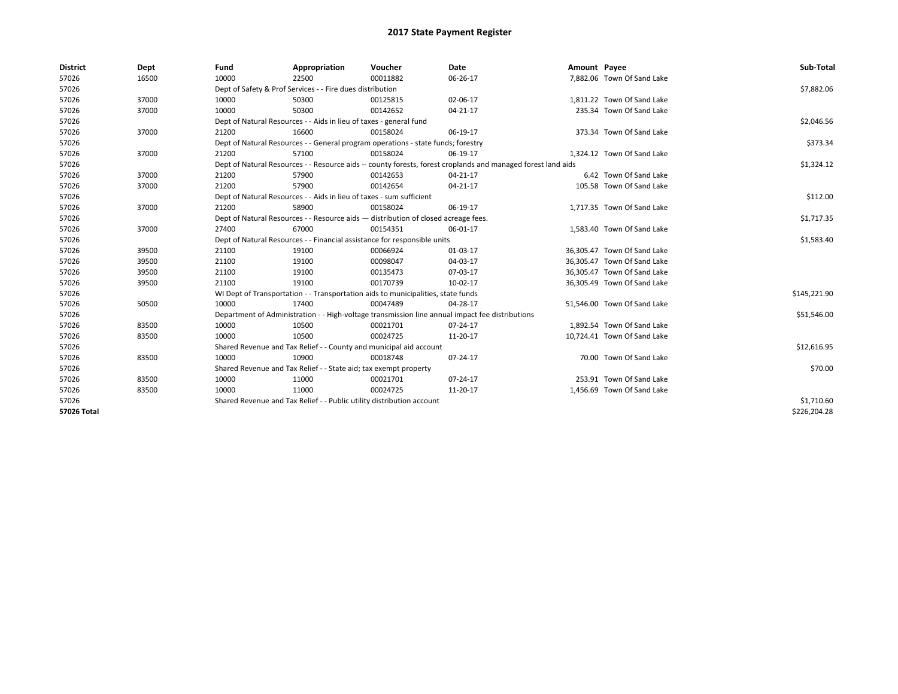# 2017 State Payment Register

| District | Dept | Fund | Appropriation | Voucher | Date | Amount | Payee | Sub-Total |
|---|---|---|---|---|---|---|---|---|
| 57026 | 16500 | 10000 | 22500 | 00011882 | 06-26-17 | 7,882.06 | Town Of Sand Lake | |
| 57026 | | Dept of Safety & Prof Services - - Fire dues distribution | | | | | | $7,882.06 |
| 57026 | 37000 | 10000 | 50300 | 00125815 | 02-06-17 | 1,811.22 | Town Of Sand Lake | |
| 57026 | 37000 | 10000 | 50300 | 00142652 | 04-21-17 | 235.34 | Town Of Sand Lake | |
| 57026 | | Dept of Natural Resources - - Aids in lieu of taxes - general fund | | | | | | $2,046.56 |
| 57026 | 37000 | 21200 | 16600 | 00158024 | 06-19-17 | 373.34 | Town Of Sand Lake | |
| 57026 | | Dept of Natural Resources - - General program operations - state funds; forestry | | | | | | $373.34 |
| 57026 | 37000 | 21200 | 57100 | 00158024 | 06-19-17 | 1,324.12 | Town Of Sand Lake | |
| 57026 | | Dept of Natural Resources - - Resource aids -- county forests, forest croplands and managed forest land aids | | | | | | $1,324.12 |
| 57026 | 37000 | 21200 | 57900 | 00142653 | 04-21-17 | 6.42 | Town Of Sand Lake | |
| 57026 | 37000 | 21200 | 57900 | 00142654 | 04-21-17 | 105.58 | Town Of Sand Lake | |
| 57026 | | Dept of Natural Resources - - Aids in lieu of taxes - sum sufficient | | | | | | $112.00 |
| 57026 | 37000 | 21200 | 58900 | 00158024 | 06-19-17 | 1,717.35 | Town Of Sand Lake | |
| 57026 | | Dept of Natural Resources - - Resource aids — distribution of closed acreage fees. | | | | | | $1,717.35 |
| 57026 | 37000 | 27400 | 67000 | 00154351 | 06-01-17 | 1,583.40 | Town Of Sand Lake | |
| 57026 | | Dept of Natural Resources - - Financial assistance for responsible units | | | | | | $1,583.40 |
| 57026 | 39500 | 21100 | 19100 | 00066924 | 01-03-17 | 36,305.47 | Town Of Sand Lake | |
| 57026 | 39500 | 21100 | 19100 | 00098047 | 04-03-17 | 36,305.47 | Town Of Sand Lake | |
| 57026 | 39500 | 21100 | 19100 | 00135473 | 07-03-17 | 36,305.47 | Town Of Sand Lake | |
| 57026 | 39500 | 21100 | 19100 | 00170739 | 10-02-17 | 36,305.49 | Town Of Sand Lake | |
| 57026 | | WI Dept of Transportation - - Transportation aids to municipalities, state funds | | | | | | $145,221.90 |
| 57026 | 50500 | 10000 | 17400 | 00047489 | 04-28-17 | 51,546.00 | Town Of Sand Lake | |
| 57026 | | Department of Administration - - High-voltage transmission line annual impact fee distributions | | | | | | $51,546.00 |
| 57026 | 83500 | 10000 | 10500 | 00021701 | 07-24-17 | 1,892.54 | Town Of Sand Lake | |
| 57026 | 83500 | 10000 | 10500 | 00024725 | 11-20-17 | 10,724.41 | Town Of Sand Lake | |
| 57026 | | Shared Revenue and Tax Relief - - County and municipal aid account | | | | | | $12,616.95 |
| 57026 | 83500 | 10000 | 10900 | 00018748 | 07-24-17 | 70.00 | Town Of Sand Lake | |
| 57026 | | Shared Revenue and Tax Relief - - State aid; tax exempt property | | | | | | $70.00 |
| 57026 | 83500 | 10000 | 11000 | 00021701 | 07-24-17 | 253.91 | Town Of Sand Lake | |
| 57026 | 83500 | 10000 | 11000 | 00024725 | 11-20-17 | 1,456.69 | Town Of Sand Lake | |
| 57026 | | Shared Revenue and Tax Relief - - Public utility distribution account | | | | | | $1,710.60 |
| **57026 Total** | | | | | | | | $226,204.28 |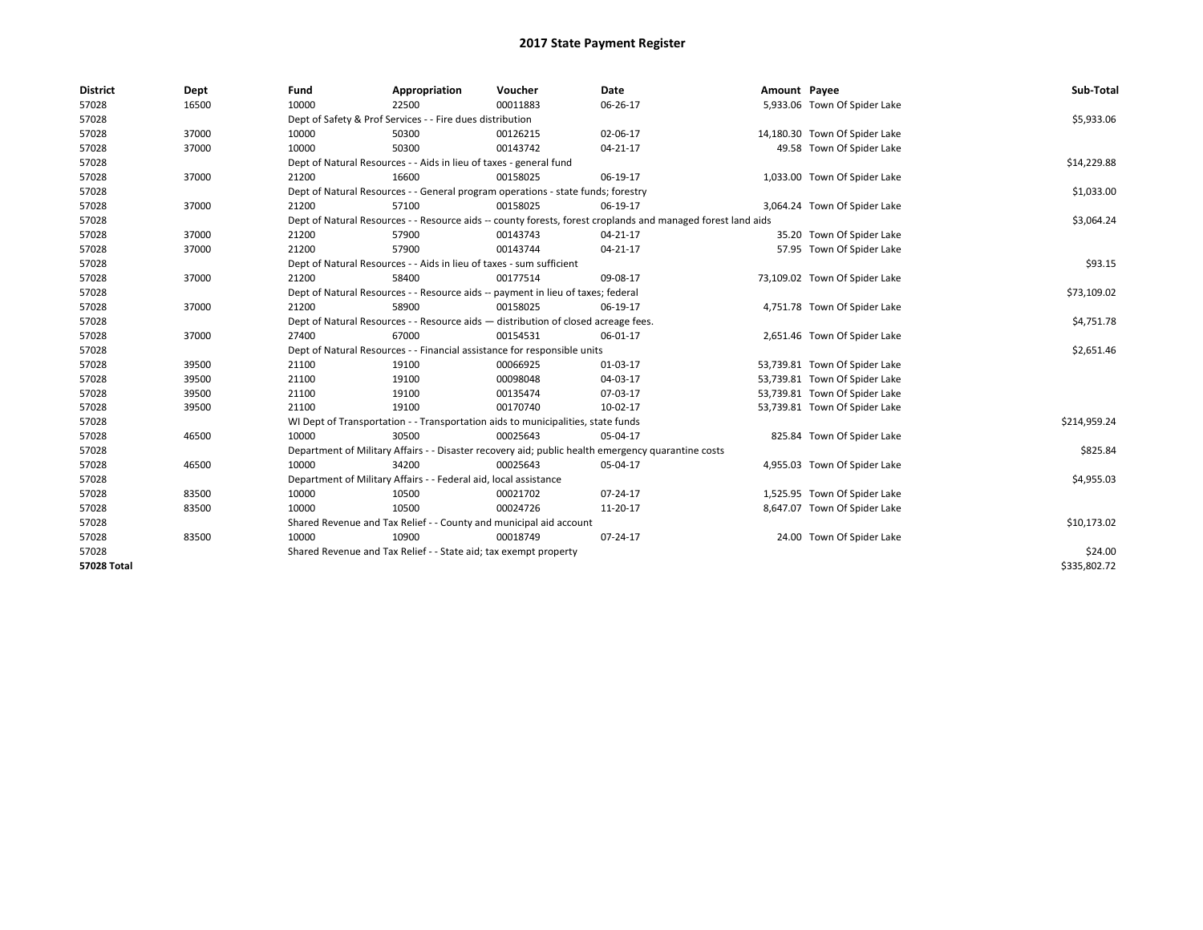# 2017 State Payment Register

| District | Dept | Fund | Appropriation | Voucher | Date | Amount | Payee | Sub-Total |
|---|---|---|---|---|---|---|---|---|
| 57028 | 16500 | 10000 | 22500 | 00011883 | 06-26-17 | 5,933.06 | Town Of Spider Lake | |
| 57028 | | Dept of Safety & Prof Services - - Fire dues distribution | | | | | | $5,933.06 |
| 57028 | 37000 | 10000 | 50300 | 00126215 | 02-06-17 | 14,180.30 | Town Of Spider Lake | |
| 57028 | 37000 | 10000 | 50300 | 00143742 | 04-21-17 | 49.58 | Town Of Spider Lake | |
| 57028 | | Dept of Natural Resources - - Aids in lieu of taxes - general fund | | | | | | $14,229.88 |
| 57028 | 37000 | 21200 | 16600 | 00158025 | 06-19-17 | 1,033.00 | Town Of Spider Lake | |
| 57028 | | Dept of Natural Resources - - General program operations - state funds; forestry | | | | | | $1,033.00 |
| 57028 | 37000 | 21200 | 57100 | 00158025 | 06-19-17 | 3,064.24 | Town Of Spider Lake | |
| 57028 | | Dept of Natural Resources - - Resource aids -- county forests, forest croplands and managed forest land aids | | | | | | $3,064.24 |
| 57028 | 37000 | 21200 | 57900 | 00143743 | 04-21-17 | 35.20 | Town Of Spider Lake | |
| 57028 | 37000 | 21200 | 57900 | 00143744 | 04-21-17 | 57.95 | Town Of Spider Lake | |
| 57028 | | Dept of Natural Resources - - Aids in lieu of taxes - sum sufficient | | | | | | $93.15 |
| 57028 | 37000 | 21200 | 58400 | 00177514 | 09-08-17 | 73,109.02 | Town Of Spider Lake | |
| 57028 | | Dept of Natural Resources - - Resource aids -- payment in lieu of taxes; federal | | | | | | $73,109.02 |
| 57028 | 37000 | 21200 | 58900 | 00158025 | 06-19-17 | 4,751.78 | Town Of Spider Lake | |
| 57028 | | Dept of Natural Resources - - Resource aids — distribution of closed acreage fees. | | | | | | $4,751.78 |
| 57028 | 37000 | 27400 | 67000 | 00154531 | 06-01-17 | 2,651.46 | Town Of Spider Lake | |
| 57028 | | Dept of Natural Resources - - Financial assistance for responsible units | | | | | | $2,651.46 |
| 57028 | 39500 | 21100 | 19100 | 00066925 | 01-03-17 | 53,739.81 | Town Of Spider Lake | |
| 57028 | 39500 | 21100 | 19100 | 00098048 | 04-03-17 | 53,739.81 | Town Of Spider Lake | |
| 57028 | 39500 | 21100 | 19100 | 00135474 | 07-03-17 | 53,739.81 | Town Of Spider Lake | |
| 57028 | 39500 | 21100 | 19100 | 00170740 | 10-02-17 | 53,739.81 | Town Of Spider Lake | |
| 57028 | | WI Dept of Transportation - - Transportation aids to municipalities, state funds | | | | | | $214,959.24 |
| 57028 | 46500 | 10000 | 30500 | 00025643 | 05-04-17 | 825.84 | Town Of Spider Lake | |
| 57028 | | Department of Military Affairs - - Disaster recovery aid; public health emergency quarantine costs | | | | | | $825.84 |
| 57028 | 46500 | 10000 | 34200 | 00025643 | 05-04-17 | 4,955.03 | Town Of Spider Lake | |
| 57028 | | Department of Military Affairs - - Federal aid, local assistance | | | | | | $4,955.03 |
| 57028 | 83500 | 10000 | 10500 | 00021702 | 07-24-17 | 1,525.95 | Town Of Spider Lake | |
| 57028 | 83500 | 10000 | 10500 | 00024726 | 11-20-17 | 8,647.07 | Town Of Spider Lake | |
| 57028 | | Shared Revenue and Tax Relief - - County and municipal aid account | | | | | | $10,173.02 |
| 57028 | 83500 | 10000 | 10900 | 00018749 | 07-24-17 | 24.00 | Town Of Spider Lake | |
| 57028 | | Shared Revenue and Tax Relief - - State aid; tax exempt property | | | | | | $24.00 |
| **57028 Total** | | | | | | | | $335,802.72 |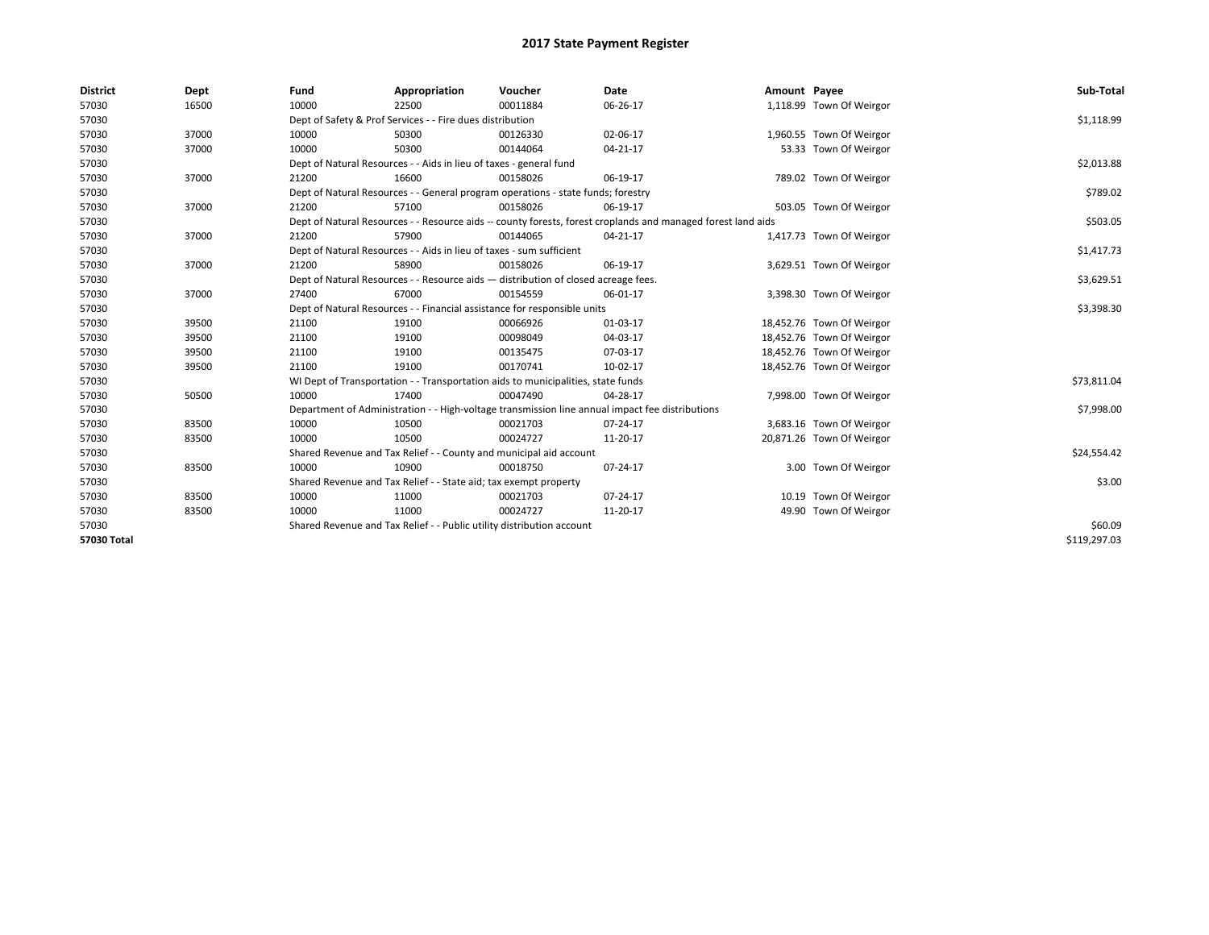# 2017 State Payment Register

| District | Dept | Fund | Appropriation | Voucher | Date | Amount | Payee | Sub-Total |
|---|---|---|---|---|---|---|---|---|
| 57030 | 16500 | 10000 | 22500 | 00011884 | 06-26-17 | 1,118.99 | Town Of Weirgor | |
| 57030 | | Dept of Safety & Prof Services - - Fire dues distribution | | | | | | $1,118.99 |
| 57030 | 37000 | 10000 | 50300 | 00126330 | 02-06-17 | 1,960.55 | Town Of Weirgor | |
| 57030 | 37000 | 10000 | 50300 | 00144064 | 04-21-17 | 53.33 | Town Of Weirgor | |
| 57030 | | Dept of Natural Resources - - Aids in lieu of taxes - general fund | | | | | | $2,013.88 |
| 57030 | 37000 | 21200 | 16600 | 00158026 | 06-19-17 | 789.02 | Town Of Weirgor | |
| 57030 | | Dept of Natural Resources - - General program operations - state funds; forestry | | | | | | $789.02 |
| 57030 | 37000 | 21200 | 57100 | 00158026 | 06-19-17 | 503.05 | Town Of Weirgor | |
| 57030 | | Dept of Natural Resources - - Resource aids -- county forests, forest croplands and managed forest land aids | | | | | | $503.05 |
| 57030 | 37000 | 21200 | 57900 | 00144065 | 04-21-17 | 1,417.73 | Town Of Weirgor | |
| 57030 | | Dept of Natural Resources - - Aids in lieu of taxes - sum sufficient | | | | | | $1,417.73 |
| 57030 | 37000 | 21200 | 58900 | 00158026 | 06-19-17 | 3,629.51 | Town Of Weirgor | |
| 57030 | | Dept of Natural Resources - - Resource aids — distribution of closed acreage fees. | | | | | | $3,629.51 |
| 57030 | 37000 | 27400 | 67000 | 00154559 | 06-01-17 | 3,398.30 | Town Of Weirgor | |
| 57030 | | Dept of Natural Resources - - Financial assistance for responsible units | | | | | | $3,398.30 |
| 57030 | 39500 | 21100 | 19100 | 00066926 | 01-03-17 | 18,452.76 | Town Of Weirgor | |
| 57030 | 39500 | 21100 | 19100 | 00098049 | 04-03-17 | 18,452.76 | Town Of Weirgor | |
| 57030 | 39500 | 21100 | 19100 | 00135475 | 07-03-17 | 18,452.76 | Town Of Weirgor | |
| 57030 | 39500 | 21100 | 19100 | 00170741 | 10-02-17 | 18,452.76 | Town Of Weirgor | |
| 57030 | | WI Dept of Transportation - - Transportation aids to municipalities, state funds | | | | | | $73,811.04 |
| 57030 | 50500 | 10000 | 17400 | 00047490 | 04-28-17 | 7,998.00 | Town Of Weirgor | |
| 57030 | | Department of Administration - - High-voltage transmission line annual impact fee distributions | | | | | | $7,998.00 |
| 57030 | 83500 | 10000 | 10500 | 00021703 | 07-24-17 | 3,683.16 | Town Of Weirgor | |
| 57030 | 83500 | 10000 | 10500 | 00024727 | 11-20-17 | 20,871.26 | Town Of Weirgor | |
| 57030 | | Shared Revenue and Tax Relief - - County and municipal aid account | | | | | | $24,554.42 |
| 57030 | 83500 | 10000 | 10900 | 00018750 | 07-24-17 | 3.00 | Town Of Weirgor | |
| 57030 | | Shared Revenue and Tax Relief - - State aid; tax exempt property | | | | | | $3.00 |
| 57030 | 83500 | 10000 | 11000 | 00021703 | 07-24-17 | 10.19 | Town Of Weirgor | |
| 57030 | 83500 | 10000 | 11000 | 00024727 | 11-20-17 | 49.90 | Town Of Weirgor | |
| 57030 | | Shared Revenue and Tax Relief - - Public utility distribution account | | | | | | $60.09 |
| **57030 Total** | | | | | | | | $119,297.03 |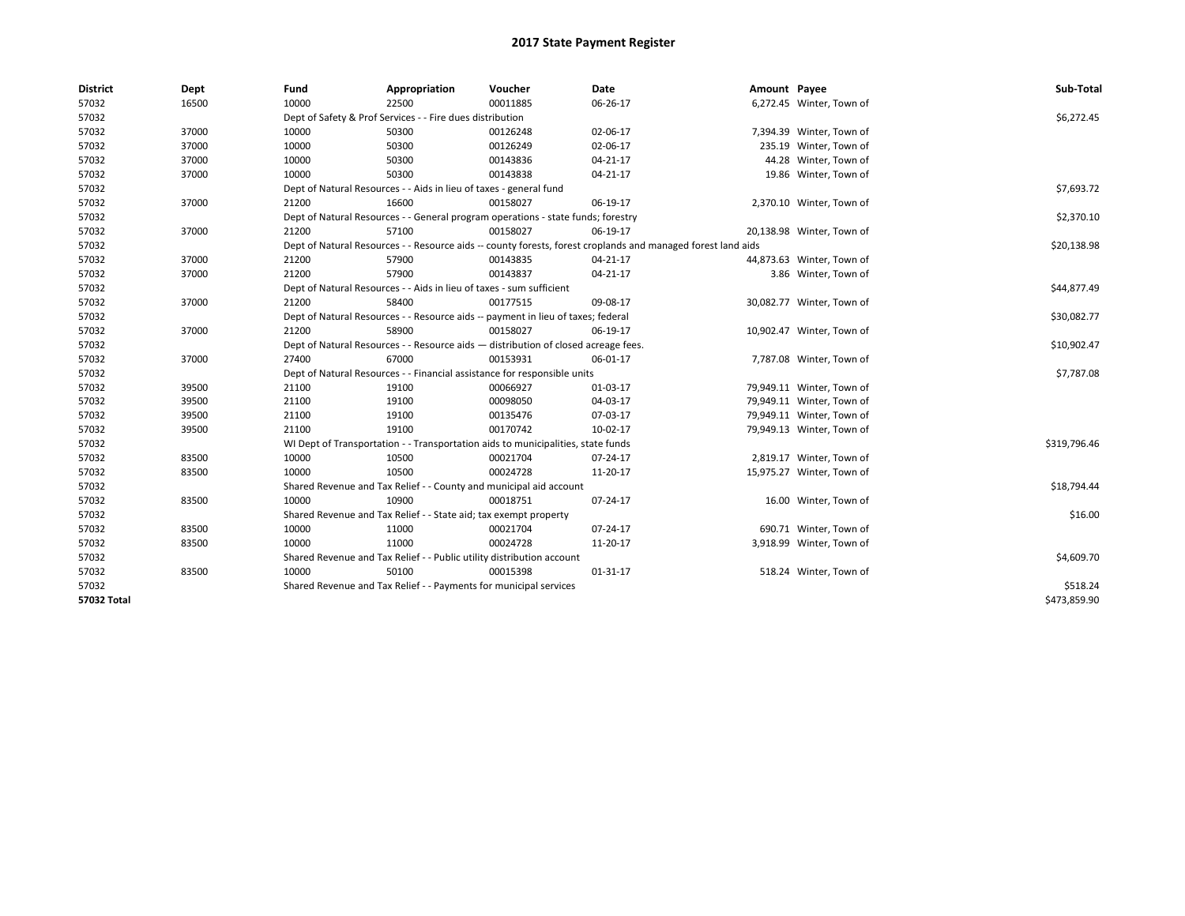# 2017 State Payment Register

| District | Dept | Fund | Appropriation | Voucher | Date | Amount | Payee | Sub-Total |
|---|---|---|---|---|---|---|---|---|
| 57032 | 16500 | 10000 | 22500 | 00011885 | 06-26-17 | 6,272.45 | Winter, Town of | |
| 57032 | | Dept of Safety & Prof Services - - Fire dues distribution | | | | | | $6,272.45 |
| 57032 | 37000 | 10000 | 50300 | 00126248 | 02-06-17 | 7,394.39 | Winter, Town of | |
| 57032 | 37000 | 10000 | 50300 | 00126249 | 02-06-17 | 235.19 | Winter, Town of | |
| 57032 | 37000 | 10000 | 50300 | 00143836 | 04-21-17 | 44.28 | Winter, Town of | |
| 57032 | 37000 | 10000 | 50300 | 00143838 | 04-21-17 | 19.86 | Winter, Town of | |
| 57032 | | Dept of Natural Resources - - Aids in lieu of taxes - general fund | | | | | | $7,693.72 |
| 57032 | 37000 | 21200 | 16600 | 00158027 | 06-19-17 | 2,370.10 | Winter, Town of | |
| 57032 | | Dept of Natural Resources - - General program operations - state funds; forestry | | | | | | $2,370.10 |
| 57032 | 37000 | 21200 | 57100 | 00158027 | 06-19-17 | 20,138.98 | Winter, Town of | |
| 57032 | | Dept of Natural Resources - - Resource aids -- county forests, forest croplands and managed forest land aids | | | | | | $20,138.98 |
| 57032 | 37000 | 21200 | 57900 | 00143835 | 04-21-17 | 44,873.63 | Winter, Town of | |
| 57032 | 37000 | 21200 | 57900 | 00143837 | 04-21-17 | 3.86 | Winter, Town of | |
| 57032 | | Dept of Natural Resources - - Aids in lieu of taxes - sum sufficient | | | | | | $44,877.49 |
| 57032 | 37000 | 21200 | 58400 | 00177515 | 09-08-17 | 30,082.77 | Winter, Town of | |
| 57032 | | Dept of Natural Resources - - Resource aids -- payment in lieu of taxes; federal | | | | | | $30,082.77 |
| 57032 | 37000 | 21200 | 58900 | 00158027 | 06-19-17 | 10,902.47 | Winter, Town of | |
| 57032 | | Dept of Natural Resources - - Resource aids — distribution of closed acreage fees. | | | | | | $10,902.47 |
| 57032 | 37000 | 27400 | 67000 | 00153931 | 06-01-17 | 7,787.08 | Winter, Town of | |
| 57032 | | Dept of Natural Resources - - Financial assistance for responsible units | | | | | | $7,787.08 |
| 57032 | 39500 | 21100 | 19100 | 00066927 | 01-03-17 | 79,949.11 | Winter, Town of | |
| 57032 | 39500 | 21100 | 19100 | 00098050 | 04-03-17 | 79,949.11 | Winter, Town of | |
| 57032 | 39500 | 21100 | 19100 | 00135476 | 07-03-17 | 79,949.11 | Winter, Town of | |
| 57032 | 39500 | 21100 | 19100 | 00170742 | 10-02-17 | 79,949.13 | Winter, Town of | |
| 57032 | | WI Dept of Transportation - - Transportation aids to municipalities, state funds | | | | | | $319,796.46 |
| 57032 | 83500 | 10000 | 10500 | 00021704 | 07-24-17 | 2,819.17 | Winter, Town of | |
| 57032 | 83500 | 10000 | 10500 | 00024728 | 11-20-17 | 15,975.27 | Winter, Town of | |
| 57032 | | Shared Revenue and Tax Relief - - County and municipal aid account | | | | | | $18,794.44 |
| 57032 | 83500 | 10000 | 10900 | 00018751 | 07-24-17 | 16.00 | Winter, Town of | |
| 57032 | | Shared Revenue and Tax Relief - - State aid; tax exempt property | | | | | | $16.00 |
| 57032 | 83500 | 10000 | 11000 | 00021704 | 07-24-17 | 690.71 | Winter, Town of | |
| 57032 | 83500 | 10000 | 11000 | 00024728 | 11-20-17 | 3,918.99 | Winter, Town of | |
| 57032 | | Shared Revenue and Tax Relief - - Public utility distribution account | | | | | | $4,609.70 |
| 57032 | 83500 | 10000 | 50100 | 00015398 | 01-31-17 | 518.24 | Winter, Town of | |
| 57032 | | Shared Revenue and Tax Relief - - Payments for municipal services | | | | | | $518.24 |
| **57032 Total** | | | | | | | | $473,859.90 |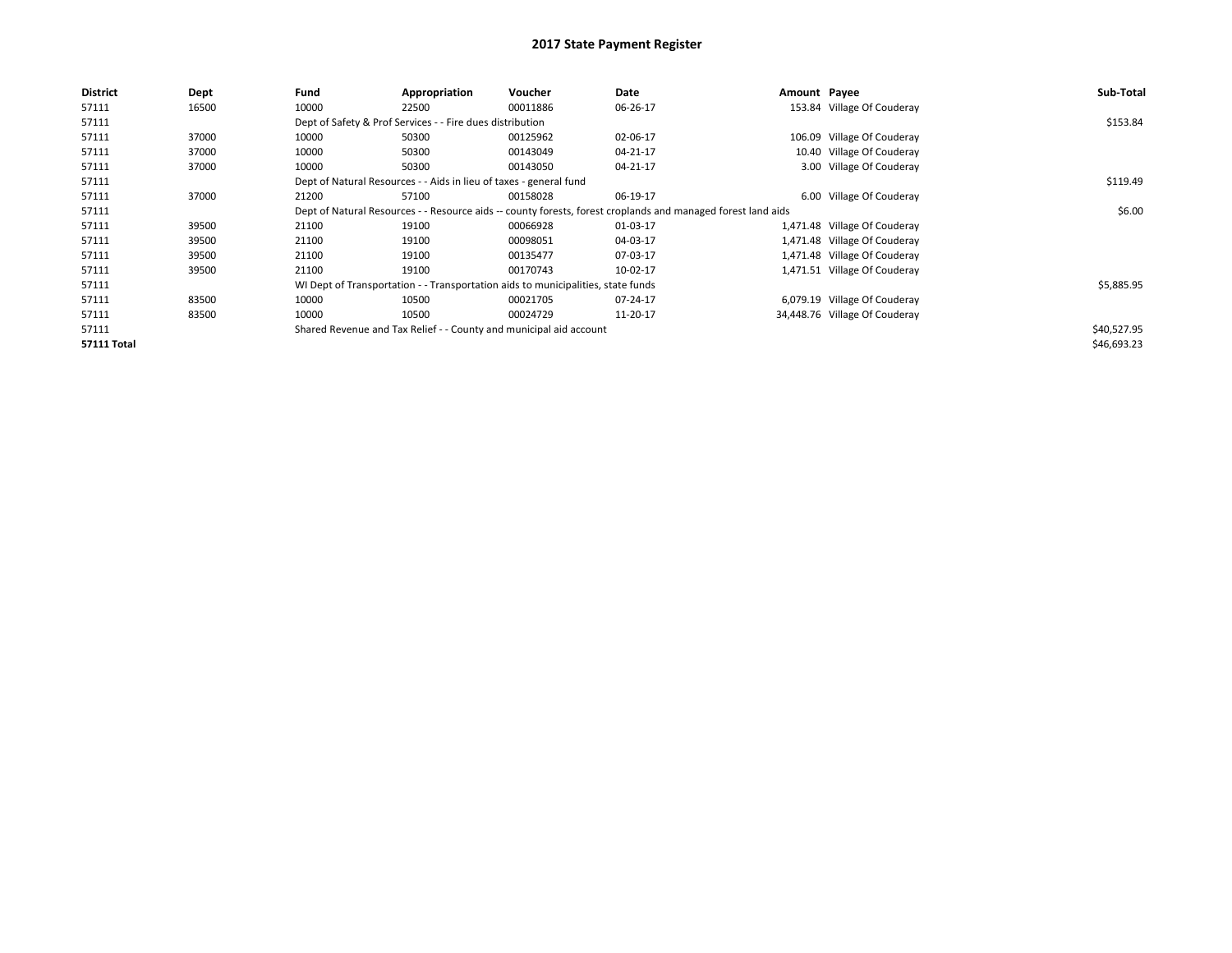# 2017 State Payment Register

| District | Dept | Fund | Appropriation | Voucher | Date | Amount | Payee | Sub-Total |
|---|---|---|---|---|---|---|---|---|
| 57111 | 16500 | 10000 | 22500 | 00011886 | 06-26-17 | 153.84 | Village Of Couderay | |
| 57111 | | Dept of Safety & Prof Services - - Fire dues distribution | | | | | | $153.84 |
| 57111 | 37000 | 10000 | 50300 | 00125962 | 02-06-17 | 106.09 | Village Of Couderay | |
| 57111 | 37000 | 10000 | 50300 | 00143049 | 04-21-17 | 10.40 | Village Of Couderay | |
| 57111 | 37000 | 10000 | 50300 | 00143050 | 04-21-17 | 3.00 | Village Of Couderay | |
| 57111 | | Dept of Natural Resources - - Aids in lieu of taxes - general fund | | | | | | $119.49 |
| 57111 | 37000 | 21200 | 57100 | 00158028 | 06-19-17 | 6.00 | Village Of Couderay | |
| 57111 | | Dept of Natural Resources - - Resource aids -- county forests, forest croplands and managed forest land aids | | | | | | $6.00 |
| 57111 | 39500 | 21100 | 19100 | 00066928 | 01-03-17 | 1,471.48 | Village Of Couderay | |
| 57111 | 39500 | 21100 | 19100 | 00098051 | 04-03-17 | 1,471.48 | Village Of Couderay | |
| 57111 | 39500 | 21100 | 19100 | 00135477 | 07-03-17 | 1,471.48 | Village Of Couderay | |
| 57111 | 39500 | 21100 | 19100 | 00170743 | 10-02-17 | 1,471.51 | Village Of Couderay | |
| 57111 | | WI Dept of Transportation - - Transportation aids to municipalities, state funds | | | | | | $5,885.95 |
| 57111 | 83500 | 10000 | 10500 | 00021705 | 07-24-17 | 6,079.19 | Village Of Couderay | |
| 57111 | 83500 | 10000 | 10500 | 00024729 | 11-20-17 | 34,448.76 | Village Of Couderay | |
| 57111 | | Shared Revenue and Tax Relief - - County and municipal aid account | | | | | | $40,527.95 |
| **57111 Total** | | | | | | | | $46,693.23 |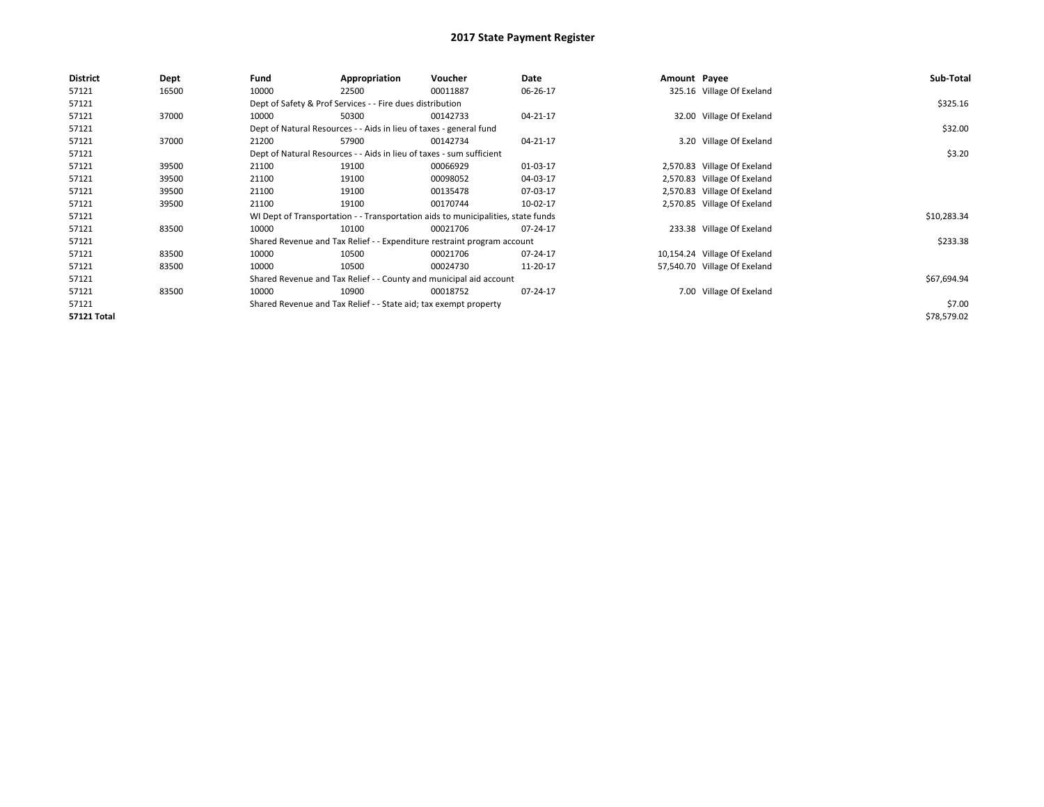# 2017 State Payment Register

| District | Dept | Fund | Appropriation | Voucher | Date | Amount | Payee | Sub-Total |
|---|---|---|---|---|---|---|---|---|
| 57121 | 16500 | 10000 | 22500 | 00011887 | 06-26-17 | 325.16 | Village Of Exeland | |
| 57121 | | Dept of Safety & Prof Services - - Fire dues distribution | | | | | | $325.16 |
| 57121 | 37000 | 10000 | 50300 | 00142733 | 04-21-17 | 32.00 | Village Of Exeland | |
| 57121 | | Dept of Natural Resources - - Aids in lieu of taxes - general fund | | | | | | $32.00 |
| 57121 | 37000 | 21200 | 57900 | 00142734 | 04-21-17 | 3.20 | Village Of Exeland | |
| 57121 | | Dept of Natural Resources - - Aids in lieu of taxes - sum sufficient | | | | | | $3.20 |
| 57121 | 39500 | 21100 | 19100 | 00066929 | 01-03-17 | 2,570.83 | Village Of Exeland | |
| 57121 | 39500 | 21100 | 19100 | 00098052 | 04-03-17 | 2,570.83 | Village Of Exeland | |
| 57121 | 39500 | 21100 | 19100 | 00135478 | 07-03-17 | 2,570.83 | Village Of Exeland | |
| 57121 | 39500 | 21100 | 19100 | 00170744 | 10-02-17 | 2,570.85 | Village Of Exeland | |
| 57121 | | WI Dept of Transportation - - Transportation aids to municipalities, state funds | | | | | | $10,283.34 |
| 57121 | 83500 | 10000 | 10100 | 00021706 | 07-24-17 | 233.38 | Village Of Exeland | |
| 57121 | | Shared Revenue and Tax Relief - - Expenditure restraint program account | | | | | | $233.38 |
| 57121 | 83500 | 10000 | 10500 | 00021706 | 07-24-17 | 10,154.24 | Village Of Exeland | |
| 57121 | 83500 | 10000 | 10500 | 00024730 | 11-20-17 | 57,540.70 | Village Of Exeland | |
| 57121 | | Shared Revenue and Tax Relief - - County and municipal aid account | | | | | | $67,694.94 |
| 57121 | 83500 | 10000 | 10900 | 00018752 | 07-24-17 | 7.00 | Village Of Exeland | |
| 57121 | | Shared Revenue and Tax Relief - - State aid; tax exempt property | | | | | | $7.00 |
| **57121 Total** | | | | | | | | $78,579.02 |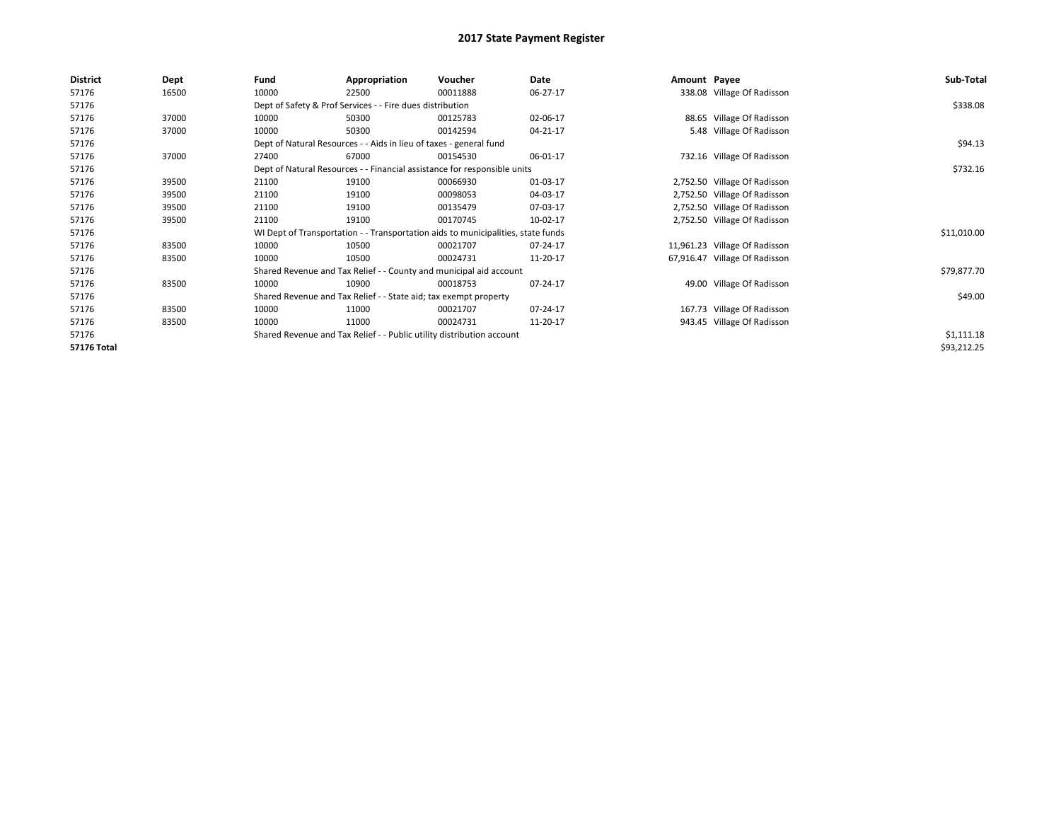# 2017 State Payment Register

| District | Dept | Fund | Appropriation | Voucher | Date | Amount | Payee | Sub-Total |
|---|---|---|---|---|---|---|---|---|
| 57176 | 16500 | 10000 | 22500 | 00011888 | 06-27-17 | 338.08 | Village Of Radisson | |
| 57176 | | Dept of Safety & Prof Services - - Fire dues distribution | | | | | | $338.08 |
| 57176 | 37000 | 10000 | 50300 | 00125783 | 02-06-17 | 88.65 | Village Of Radisson | |
| 57176 | 37000 | 10000 | 50300 | 00142594 | 04-21-17 | 5.48 | Village Of Radisson | |
| 57176 | | Dept of Natural Resources - - Aids in lieu of taxes - general fund | | | | | | $94.13 |
| 57176 | 37000 | 27400 | 67000 | 00154530 | 06-01-17 | 732.16 | Village Of Radisson | |
| 57176 | | Dept of Natural Resources - - Financial assistance for responsible units | | | | | | $732.16 |
| 57176 | 39500 | 21100 | 19100 | 00066930 | 01-03-17 | 2,752.50 | Village Of Radisson | |
| 57176 | 39500 | 21100 | 19100 | 00098053 | 04-03-17 | 2,752.50 | Village Of Radisson | |
| 57176 | 39500 | 21100 | 19100 | 00135479 | 07-03-17 | 2,752.50 | Village Of Radisson | |
| 57176 | 39500 | 21100 | 19100 | 00170745 | 10-02-17 | 2,752.50 | Village Of Radisson | |
| 57176 | | WI Dept of Transportation - - Transportation aids to municipalities, state funds | | | | | | $11,010.00 |
| 57176 | 83500 | 10000 | 10500 | 00021707 | 07-24-17 | 11,961.23 | Village Of Radisson | |
| 57176 | 83500 | 10000 | 10500 | 00024731 | 11-20-17 | 67,916.47 | Village Of Radisson | |
| 57176 | | Shared Revenue and Tax Relief - - County and municipal aid account | | | | | | $79,877.70 |
| 57176 | 83500 | 10000 | 10900 | 00018753 | 07-24-17 | 49.00 | Village Of Radisson | |
| 57176 | | Shared Revenue and Tax Relief - - State aid; tax exempt property | | | | | | $49.00 |
| 57176 | 83500 | 10000 | 11000 | 00021707 | 07-24-17 | 167.73 | Village Of Radisson | |
| 57176 | 83500 | 10000 | 11000 | 00024731 | 11-20-17 | 943.45 | Village Of Radisson | |
| 57176 | | Shared Revenue and Tax Relief - - Public utility distribution account | | | | | | $1,111.18 |
| **57176 Total** | | | | | | | | $93,212.25 |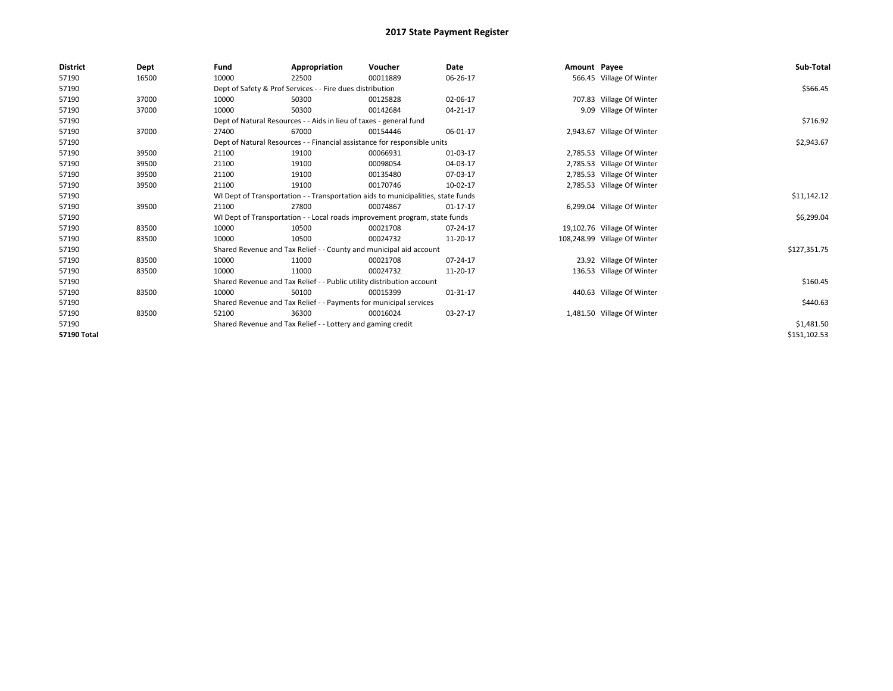# 2017 State Payment Register

| District | Dept | Fund | Appropriation | Voucher | Date | Amount | Payee | Sub-Total |
|---|---|---|---|---|---|---|---|---|
| 57190 | 16500 | 10000 | 22500 | 00011889 | 06-26-17 | 566.45 | Village Of Winter | |
| 57190 | | Dept of Safety & Prof Services - - Fire dues distribution | | | | | | $566.45 |
| 57190 | 37000 | 10000 | 50300 | 00125828 | 02-06-17 | 707.83 | Village Of Winter | |
| 57190 | 37000 | 10000 | 50300 | 00142684 | 04-21-17 | 9.09 | Village Of Winter | |
| 57190 | | Dept of Natural Resources - - Aids in lieu of taxes - general fund | | | | | | $716.92 |
| 57190 | 37000 | 27400 | 67000 | 00154446 | 06-01-17 | 2,943.67 | Village Of Winter | |
| 57190 | | Dept of Natural Resources - - Financial assistance for responsible units | | | | | | $2,943.67 |
| 57190 | 39500 | 21100 | 19100 | 00066931 | 01-03-17 | 2,785.53 | Village Of Winter | |
| 57190 | 39500 | 21100 | 19100 | 00098054 | 04-03-17 | 2,785.53 | Village Of Winter | |
| 57190 | 39500 | 21100 | 19100 | 00135480 | 07-03-17 | 2,785.53 | Village Of Winter | |
| 57190 | 39500 | 21100 | 19100 | 00170746 | 10-02-17 | 2,785.53 | Village Of Winter | |
| 57190 | | WI Dept of Transportation - - Transportation aids to municipalities, state funds | | | | | | $11,142.12 |
| 57190 | 39500 | 21100 | 27800 | 00074867 | 01-17-17 | 6,299.04 | Village Of Winter | |
| 57190 | | WI Dept of Transportation - - Local roads improvement program, state funds | | | | | | $6,299.04 |
| 57190 | 83500 | 10000 | 10500 | 00021708 | 07-24-17 | 19,102.76 | Village Of Winter | |
| 57190 | 83500 | 10000 | 10500 | 00024732 | 11-20-17 | 108,248.99 | Village Of Winter | |
| 57190 | | Shared Revenue and Tax Relief - - County and municipal aid account | | | | | | $127,351.75 |
| 57190 | 83500 | 10000 | 11000 | 00021708 | 07-24-17 | 23.92 | Village Of Winter | |
| 57190 | 83500 | 10000 | 11000 | 00024732 | 11-20-17 | 136.53 | Village Of Winter | |
| 57190 | | Shared Revenue and Tax Relief - - Public utility distribution account | | | | | | $160.45 |
| 57190 | 83500 | 10000 | 50100 | 00015399 | 01-31-17 | 440.63 | Village Of Winter | |
| 57190 | | Shared Revenue and Tax Relief - - Payments for municipal services | | | | | | $440.63 |
| 57190 | 83500 | 52100 | 36300 | 00016024 | 03-27-17 | 1,481.50 | Village Of Winter | |
| 57190 | | Shared Revenue and Tax Relief - - Lottery and gaming credit | | | | | | $1,481.50 |
| **57190 Total** | | | | | | | | $151,102.53 |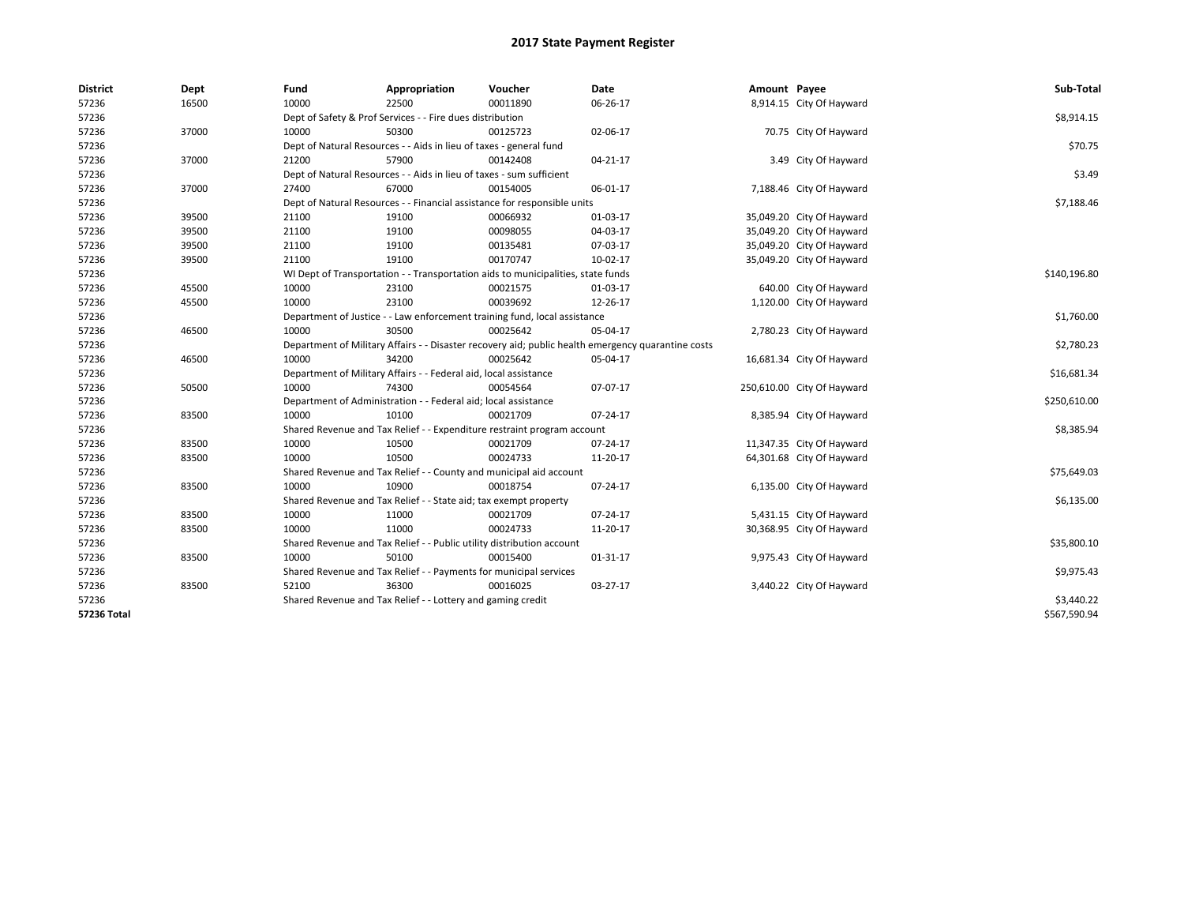# 2017 State Payment Register

| District | Dept | Fund | Appropriation | Voucher | Date | Amount | Payee | Sub-Total |
|---|---|---|---|---|---|---|---|---|
| 57236 | 16500 | 10000 | 22500 | 00011890 | 06-26-17 | 8,914.15 | City Of Hayward | |
| 57236 | | Dept of Safety & Prof Services - - Fire dues distribution | | | | | | $8,914.15 |
| 57236 | 37000 | 10000 | 50300 | 00125723 | 02-06-17 | 70.75 | City Of Hayward | |
| 57236 | | Dept of Natural Resources - - Aids in lieu of taxes - general fund | | | | | | $70.75 |
| 57236 | 37000 | 21200 | 57900 | 00142408 | 04-21-17 | 3.49 | City Of Hayward | |
| 57236 | | Dept of Natural Resources - - Aids in lieu of taxes - sum sufficient | | | | | | $3.49 |
| 57236 | 37000 | 27400 | 67000 | 00154005 | 06-01-17 | 7,188.46 | City Of Hayward | |
| 57236 | | Dept of Natural Resources - - Financial assistance for responsible units | | | | | | $7,188.46 |
| 57236 | 39500 | 21100 | 19100 | 00066932 | 01-03-17 | 35,049.20 | City Of Hayward | |
| 57236 | 39500 | 21100 | 19100 | 00098055 | 04-03-17 | 35,049.20 | City Of Hayward | |
| 57236 | 39500 | 21100 | 19100 | 00135481 | 07-03-17 | 35,049.20 | City Of Hayward | |
| 57236 | 39500 | 21100 | 19100 | 00170747 | 10-02-17 | 35,049.20 | City Of Hayward | |
| 57236 | | WI Dept of Transportation - - Transportation aids to municipalities, state funds | | | | | | $140,196.80 |
| 57236 | 45500 | 10000 | 23100 | 00021575 | 01-03-17 | 640.00 | City Of Hayward | |
| 57236 | 45500 | 10000 | 23100 | 00039692 | 12-26-17 | 1,120.00 | City Of Hayward | |
| 57236 | | Department of Justice - - Law enforcement training fund, local assistance | | | | | | $1,760.00 |
| 57236 | 46500 | 10000 | 30500 | 00025642 | 05-04-17 | 2,780.23 | City Of Hayward | |
| 57236 | | Department of Military Affairs - - Disaster recovery aid; public health emergency quarantine costs | | | | | | $2,780.23 |
| 57236 | 46500 | 10000 | 34200 | 00025642 | 05-04-17 | 16,681.34 | City Of Hayward | |
| 57236 | | Department of Military Affairs - - Federal aid, local assistance | | | | | | $16,681.34 |
| 57236 | 50500 | 10000 | 74300 | 00054564 | 07-07-17 | 250,610.00 | City Of Hayward | |
| 57236 | | Department of Administration - - Federal aid; local assistance | | | | | | $250,610.00 |
| 57236 | 83500 | 10000 | 10100 | 00021709 | 07-24-17 | 8,385.94 | City Of Hayward | |
| 57236 | | Shared Revenue and Tax Relief - - Expenditure restraint program account | | | | | | $8,385.94 |
| 57236 | 83500 | 10000 | 10500 | 00021709 | 07-24-17 | 11,347.35 | City Of Hayward | |
| 57236 | 83500 | 10000 | 10500 | 00024733 | 11-20-17 | 64,301.68 | City Of Hayward | |
| 57236 | | Shared Revenue and Tax Relief - - County and municipal aid account | | | | | | $75,649.03 |
| 57236 | 83500 | 10000 | 10900 | 00018754 | 07-24-17 | 6,135.00 | City Of Hayward | |
| 57236 | | Shared Revenue and Tax Relief - - State aid; tax exempt property | | | | | | $6,135.00 |
| 57236 | 83500 | 10000 | 11000 | 00021709 | 07-24-17 | 5,431.15 | City Of Hayward | |
| 57236 | 83500 | 10000 | 11000 | 00024733 | 11-20-17 | 30,368.95 | City Of Hayward | |
| 57236 | | Shared Revenue and Tax Relief - - Public utility distribution account | | | | | | $35,800.10 |
| 57236 | 83500 | 10000 | 50100 | 00015400 | 01-31-17 | 9,975.43 | City Of Hayward | |
| 57236 | | Shared Revenue and Tax Relief - - Payments for municipal services | | | | | | $9,975.43 |
| 57236 | 83500 | 52100 | 36300 | 00016025 | 03-27-17 | 3,440.22 | City Of Hayward | |
| 57236 | | Shared Revenue and Tax Relief - - Lottery and gaming credit | | | | | | $3,440.22 |
| **57236 Total** | | | | | | | | $567,590.94 |